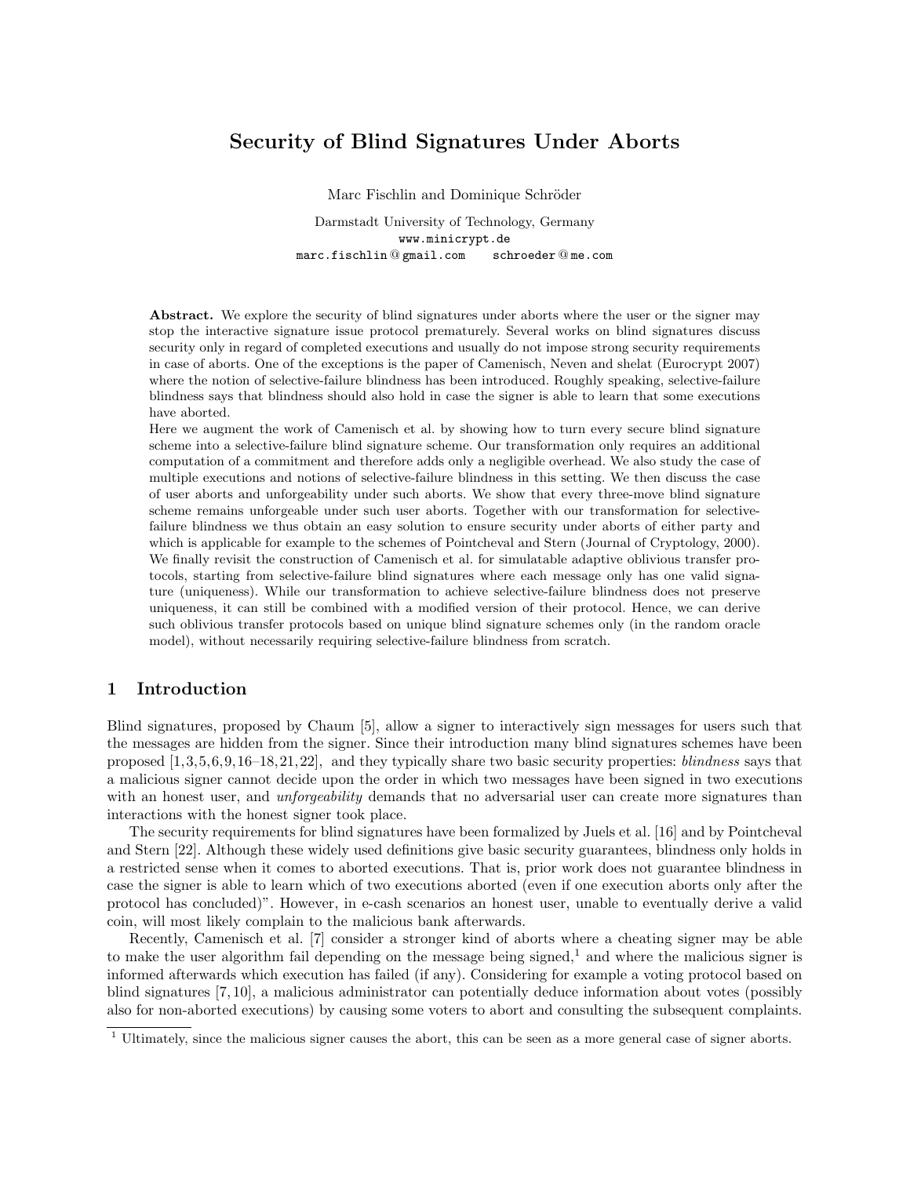# Security of Blind Signatures Under Aborts

Marc Fischlin and Dominique Schröder

Darmstadt University of Technology, Germany
www.minicrypt.de
marc.fischlin@gmail.com schroeder@me.com

**Abstract.** We explore the security of blind signatures under aborts where the user or the signer may stop the interactive signature issue protocol prematurely. Several works on blind signatures discuss security only in regard of completed executions and usually do not impose strong security requirements in case of aborts. One of the exceptions is the paper of Camenisch, Neven and shelat (Eurocrypt 2007) where the notion of selective-failure blindness has been introduced. Roughly speaking, selective-failure blindness says that blindness should also hold in case the signer is able to learn that some executions have aborted.
Here we augment the work of Camenisch et al. by showing how to turn every secure blind signature scheme into a selective-failure blind signature scheme. Our transformation only requires an additional computation of a commitment and therefore adds only a negligible overhead. We also study the case of multiple executions and notions of selective-failure blindness in this setting. We then discuss the case of user aborts and unforgeability under such aborts. We show that every three-move blind signature scheme remains unforgeable under such user aborts. Together with our transformation for selective-failure blindness we thus obtain an easy solution to ensure security under aborts of either party and which is applicable for example to the schemes of Pointcheval and Stern (Journal of Cryptology, 2000). We finally revisit the construction of Camenisch et al. for simulatable adaptive oblivious transfer protocols, starting from selective-failure blind signatures where each message only has one valid signature (uniqueness). While our transformation to achieve selective-failure blindness does not preserve uniqueness, it can still be combined with a modified version of their protocol. Hence, we can derive such oblivious transfer protocols based on unique blind signature schemes only (in the random oracle model), without necessarily requiring selective-failure blindness from scratch.

## 1 Introduction

Blind signatures, proposed by Chaum [5], allow a signer to interactively sign messages for users such that the messages are hidden from the signer. Since their introduction many blind signatures schemes have been proposed [1,3,5,6,9,16–18,21,22], and they typically share two basic security properties: *blindness* says that a malicious signer cannot decide upon the order in which two messages have been signed in two executions with an honest user, and *unforgeability* demands that no adversarial user can create more signatures than interactions with the honest signer took place.

The security requirements for blind signatures have been formalized by Juels et al. [16] and by Pointcheval and Stern [22]. Although these widely used definitions give basic security guarantees, blindness only holds in a restricted sense when it comes to aborted executions. That is, prior work does not guarantee blindness in case the signer is able to learn which of two executions aborted (even if one execution aborts only after the protocol has concluded)". However, in e-cash scenarios an honest user, unable to eventually derive a valid coin, will most likely complain to the malicious bank afterwards.

Recently, Camenisch et al. [7] consider a stronger kind of aborts where a cheating signer may be able to make the user algorithm fail depending on the message being signed,[1] and where the malicious signer is informed afterwards which execution has failed (if any). Considering for example a voting protocol based on blind signatures [7,10], a malicious administrator can potentially deduce information about votes (possibly also for non-aborted executions) by causing some voters to abort and consulting the subsequent complaints.

[1] Ultimately, since the malicious signer causes the abort, this can be seen as a more general case of signer aborts.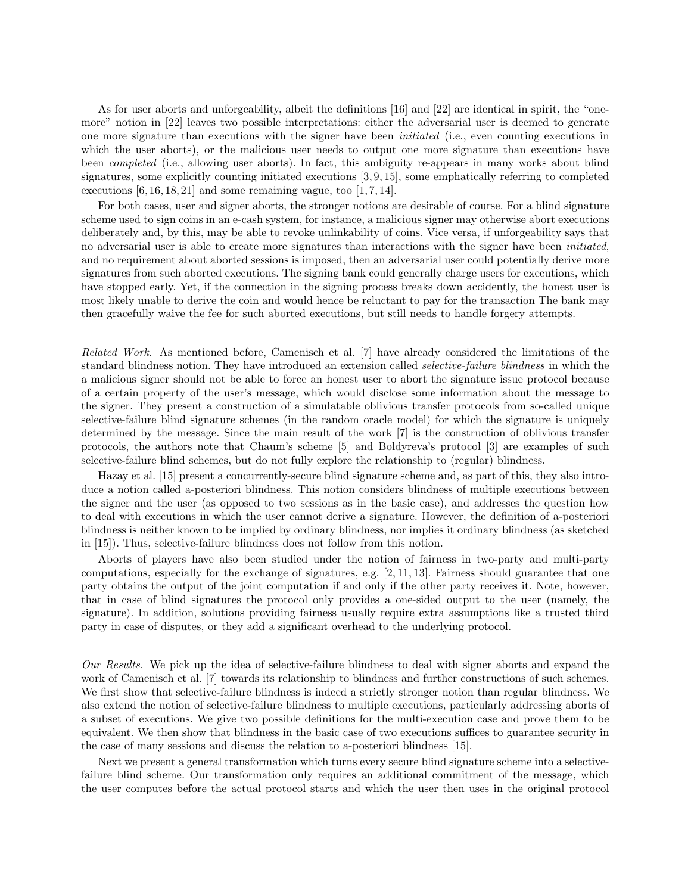As for user aborts and unforgeability, albeit the definitions [16] and [22] are identical in spirit, the "one-more" notion in [22] leaves two possible interpretations: either the adversarial user is deemed to generate one more signature than executions with the signer have been *initiated* (i.e., even counting executions in which the user aborts), or the malicious user needs to output one more signature than executions have been *completed* (i.e., allowing user aborts). In fact, this ambiguity re-appears in many works about blind signatures, some explicitly counting initiated executions [3, 9, 15], some emphatically referring to completed executions [6, 16, 18, 21] and some remaining vague, too [1, 7, 14].

For both cases, user and signer aborts, the stronger notions are desirable of course. For a blind signature scheme used to sign coins in an e-cash system, for instance, a malicious signer may otherwise abort executions deliberately and, by this, may be able to revoke unlinkability of coins. Vice versa, if unforgeability says that no adversarial user is able to create more signatures than interactions with the signer have been *initiated*, and no requirement about aborted sessions is imposed, then an adversarial user could potentially derive more signatures from such aborted executions. The signing bank could generally charge users for executions, which have stopped early. Yet, if the connection in the signing process breaks down accidently, the honest user is most likely unable to derive the coin and would hence be reluctant to pay for the transaction The bank may then gracefully waive the fee for such aborted executions, but still needs to handle forgery attempts.

*Related Work.* As mentioned before, Camenisch et al. [7] have already considered the limitations of the standard blindness notion. They have introduced an extension called *selective-failure blindness* in which the a malicious signer should not be able to force an honest user to abort the signature issue protocol because of a certain property of the user's message, which would disclose some information about the message to the signer. They present a construction of a simulatable oblivious transfer protocols from so-called unique selective-failure blind signature schemes (in the random oracle model) for which the signature is uniquely determined by the message. Since the main result of the work [7] is the construction of oblivious transfer protocols, the authors note that Chaum's scheme [5] and Boldyreva's protocol [3] are examples of such selective-failure blind schemes, but do not fully explore the relationship to (regular) blindness.

Hazay et al. [15] present a concurrently-secure blind signature scheme and, as part of this, they also introduce a notion called a-posteriori blindness. This notion considers blindness of multiple executions between the signer and the user (as opposed to two sessions as in the basic case), and addresses the question how to deal with executions in which the user cannot derive a signature. However, the definition of a-posteriori blindness is neither known to be implied by ordinary blindness, nor implies it ordinary blindness (as sketched in [15]). Thus, selective-failure blindness does not follow from this notion.

Aborts of players have also been studied under the notion of fairness in two-party and multi-party computations, especially for the exchange of signatures, e.g. [2, 11, 13]. Fairness should guarantee that one party obtains the output of the joint computation if and only if the other party receives it. Note, however, that in case of blind signatures the protocol only provides a one-sided output to the user (namely, the signature). In addition, solutions providing fairness usually require extra assumptions like a trusted third party in case of disputes, or they add a significant overhead to the underlying protocol.

*Our Results.* We pick up the idea of selective-failure blindness to deal with signer aborts and expand the work of Camenisch et al. [7] towards its relationship to blindness and further constructions of such schemes. We first show that selective-failure blindness is indeed a strictly stronger notion than regular blindness. We also extend the notion of selective-failure blindness to multiple executions, particularly addressing aborts of a subset of executions. We give two possible definitions for the multi-execution case and prove them to be equivalent. We then show that blindness in the basic case of two executions suffices to guarantee security in the case of many sessions and discuss the relation to a-posteriori blindness [15].

Next we present a general transformation which turns every secure blind signature scheme into a selective-failure blind scheme. Our transformation only requires an additional commitment of the message, which the user computes before the actual protocol starts and which the user then uses in the original protocol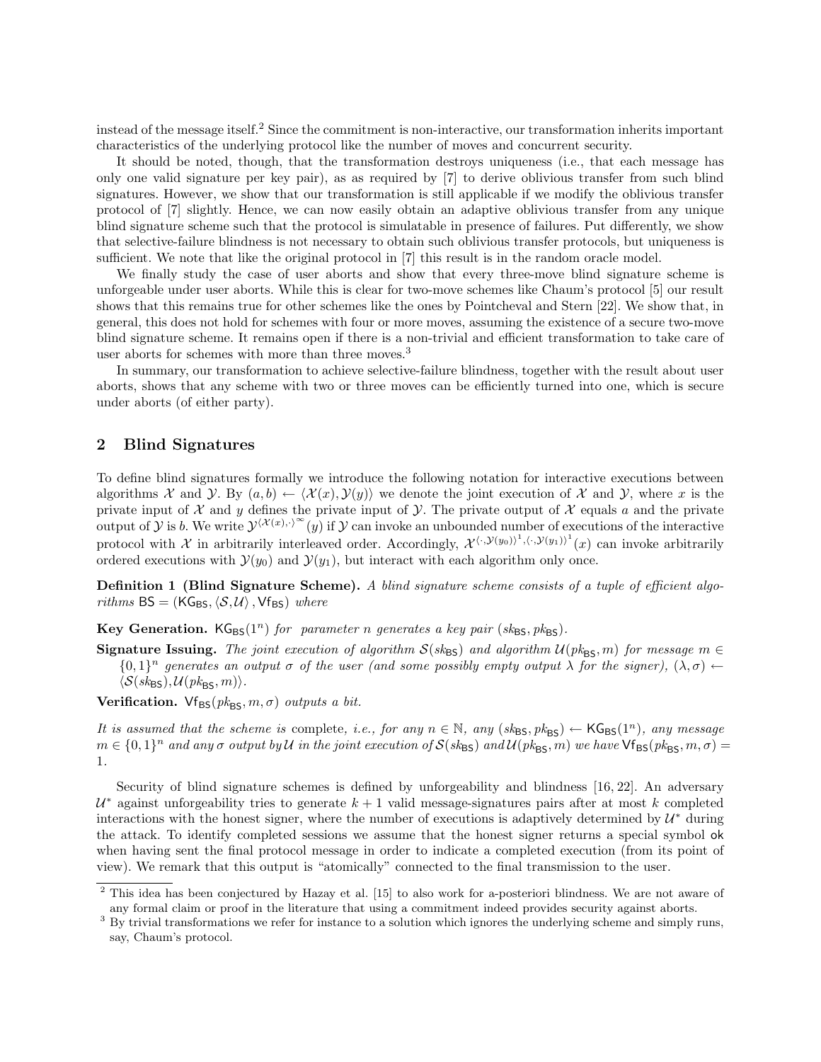instead of the message itself.[2] Since the commitment is non-interactive, our transformation inherits important characteristics of the underlying protocol like the number of moves and concurrent security.

It should be noted, though, that the transformation destroys uniqueness (i.e., that each message has only one valid signature per key pair), as as required by [7] to derive oblivious transfer from such blind signatures. However, we show that our transformation is still applicable if we modify the oblivious transfer protocol of [7] slightly. Hence, we can now easily obtain an adaptive oblivious transfer from any unique blind signature scheme such that the protocol is simulatable in presence of failures. Put differently, we show that selective-failure blindness is not necessary to obtain such oblivious transfer protocols, but uniqueness is sufficient. We note that like the original protocol in [7] this result is in the random oracle model.

We finally study the case of user aborts and show that every three-move blind signature scheme is unforgeable under user aborts. While this is clear for two-move schemes like Chaum's protocol [5] our result shows that this remains true for other schemes like the ones by Pointcheval and Stern [22]. We show that, in general, this does not hold for schemes with four or more moves, assuming the existence of a secure two-move blind signature scheme. It remains open if there is a non-trivial and efficient transformation to take care of user aborts for schemes with more than three moves.[3]

In summary, our transformation to achieve selective-failure blindness, together with the result about user aborts, shows that any scheme with two or three moves can be efficiently turned into one, which is secure under aborts (of either party).

## 2 Blind Signatures

To define blind signatures formally we introduce the following notation for interactive executions between algorithms $\mathcal{X}$ and $\mathcal{Y}$. By $(a, b) \leftarrow \langle \mathcal{X}(x), \mathcal{Y}(y) \rangle$ we denote the joint execution of $\mathcal{X}$ and $\mathcal{Y}$, where $x$ is the private input of $\mathcal{X}$ and $y$ defines the private input of $\mathcal{Y}$. The private output of $\mathcal{X}$ equals $a$ and the private output of $\mathcal{Y}$ is $b$. We write $\mathcal{Y}^{\langle \mathcal{X}(x), \cdot \rangle^\infty}(y)$ if $\mathcal{Y}$ can invoke an unbounded number of executions of the interactive protocol with $\mathcal{X}$ in arbitrarily interleaved order. Accordingly, $\mathcal{X}^{\langle \cdot, \mathcal{Y}(y_0) \rangle^1, \langle \cdot, \mathcal{Y}(y_1) \rangle^1}(x)$ can invoke arbitrarily ordered executions with $\mathcal{Y}(y_0)$ and $\mathcal{Y}(y_1)$, but interact with each algorithm only once.

**Definition 1 (Blind Signature Scheme).** *A blind signature scheme consists of a tuple of efficient algorithms $\mathsf{BS} = (\mathsf{KG}_{\mathsf{BS}}, \langle \mathcal{S}, \mathcal{U} \rangle, \mathsf{Vf}_{\mathsf{BS}})$ where*

**Key Generation.** *$\mathsf{KG}_{\mathsf{BS}}(1^n)$ for parameter $n$ generates a key pair $(sk_{\mathsf{BS}}, pk_{\mathsf{BS}})$.*

**Signature Issuing.** *The joint execution of algorithm $\mathcal{S}(sk_{\mathsf{BS}})$ and algorithm $\mathcal{U}(pk_{\mathsf{BS}}, m)$ for message $m \in \{0,1\}^n$ generates an output $\sigma$ of the user (and some possibly empty output $\lambda$ for the signer), $(\lambda, \sigma) \leftarrow \langle \mathcal{S}(sk_{\mathsf{BS}}), \mathcal{U}(pk_{\mathsf{BS}}, m) \rangle$.*

**Verification.** *$\mathsf{Vf}_{\mathsf{BS}}(pk_{\mathsf{BS}}, m, \sigma)$ outputs a bit.*

*It is assumed that the scheme is* complete*, i.e., for any $n \in \mathbb{N}$, any $(sk_{\mathsf{BS}}, pk_{\mathsf{BS}}) \leftarrow \mathsf{KG}_{\mathsf{BS}}(1^n)$, any message $m \in \{0,1\}^n$ and any $\sigma$ output by $\mathcal{U}$ in the joint execution of $\mathcal{S}(sk_{\mathsf{BS}})$ and $\mathcal{U}(pk_{\mathsf{BS}}, m)$ we have $\mathsf{Vf}_{\mathsf{BS}}(pk_{\mathsf{BS}}, m, \sigma) = 1$.*

Security of blind signature schemes is defined by unforgeability and blindness [16, 22]. An adversary $\mathcal{U}^*$ against unforgeability tries to generate $k+1$ valid message-signatures pairs after at most $k$ completed interactions with the honest signer, where the number of executions is adaptively determined by $\mathcal{U}^*$ during the attack. To identify completed sessions we assume that the honest signer returns a special symbol $\mathsf{ok}$ when having sent the final protocol message in order to indicate a completed execution (from its point of view). We remark that this output is "atomically" connected to the final transmission to the user.

---

[2] This idea has been conjectured by Hazay et al. [15] to also work for a-posteriori blindness. We are not aware of any formal claim or proof in the literature that using a commitment indeed provides security against aborts.

[3] By trivial transformations we refer for instance to a solution which ignores the underlying scheme and simply runs, say, Chaum's protocol.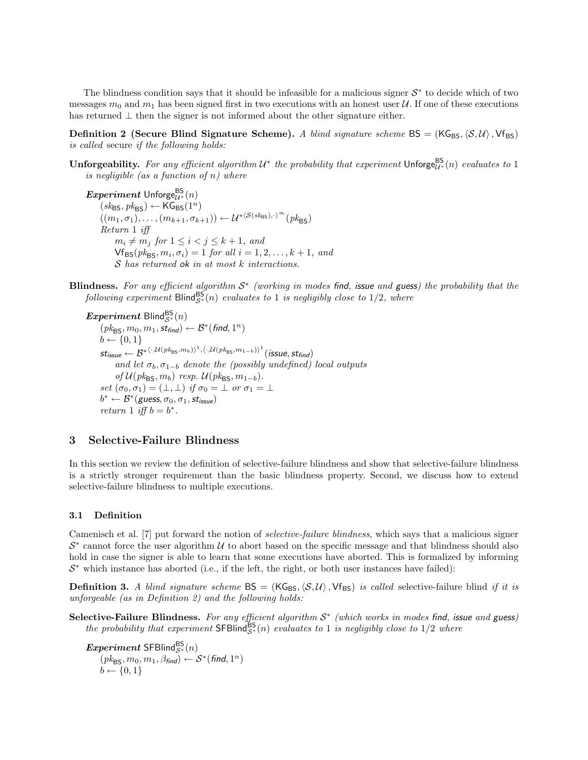The blindness condition says that it should be infeasible for a malicious signer $\mathcal{S}^*$ to decide which of two messages $m_0$ and $m_1$ has been signed first in two executions with an honest user $\mathcal{U}$. If one of these executions has returned $\perp$ then the signer is not informed about the other signature either.

**Definition 2 (Secure Blind Signature Scheme).** *A blind signature scheme* $\mathsf{BS} = (\mathsf{KG}_{\mathsf{BS}}, \langle \mathcal{S}, \mathcal{U} \rangle, \mathsf{Vf}_{\mathsf{BS}})$ *is called* secure *if the following holds:*

**Unforgeability.** *For any efficient algorithm* $\mathcal{U}^*$ *the probability that experiment* $\mathsf{Unforge}^{\mathsf{BS}}_{\mathcal{U}^*}(n)$ *evaluates to* 1 *is negligible (as a function of* $n$*) where*

> ***Experiment*** $\mathsf{Unforge}^{\mathsf{BS}}_{\mathcal{U}^*}(n)$
> $(sk_{\mathsf{BS}}, pk_{\mathsf{BS}}) \leftarrow \mathsf{KG}_{\mathsf{BS}}(1^n)$
> $((m_1, \sigma_1), \ldots, (m_{k+1}, \sigma_{k+1})) \leftarrow \mathcal{U}^{*\langle \mathcal{S}(sk_{\mathsf{BS}}), \cdot \rangle^\infty}(pk_{\mathsf{BS}})$
> *Return* 1 *iff*
> $m_i \neq m_j$ *for* $1 \leq i < j \leq k+1$, *and*
> $\mathsf{Vf}_{\mathsf{BS}}(pk_{\mathsf{BS}}, m_i, \sigma_i) = 1$ *for all* $i = 1, 2, \ldots, k+1$, *and*
> $\mathcal{S}$ *has returned* ok *in at most* $k$ *interactions.*

**Blindness.** *For any efficient algorithm* $\mathcal{S}^*$ *(working in modes* find, issue *and* guess*) the probability that the following experiment* $\mathsf{Blind}^{\mathsf{BS}}_{\mathcal{S}^*}(n)$ *evaluates to* 1 *is negligibly close to* $1/2$, *where*

> ***Experiment*** $\mathsf{Blind}^{\mathsf{BS}}_{\mathcal{S}^*}(n)$
> $(pk_{\mathsf{BS}}, m_0, m_1, st_{find}) \leftarrow \mathcal{B}^*(find, 1^n)$
> $b \leftarrow \{0,1\}$
> $st_{issue} \leftarrow \mathcal{B}^{*\langle \cdot, \mathcal{U}(pk_{\mathsf{BS}}, m_b) \rangle^1, \langle \cdot, \mathcal{U}(pk_{\mathsf{BS}}, m_{1-b}) \rangle^1}(issue, st_{find})$
> *and let* $\sigma_b, \sigma_{1-b}$ *denote the (possibly undefined) local outputs of* $\mathcal{U}(pk_{\mathsf{BS}}, m_b)$ *resp.* $\mathcal{U}(pk_{\mathsf{BS}}, m_{1-b})$.
> *set* $(\sigma_0, \sigma_1) = (\perp, \perp)$ *if* $\sigma_0 = \perp$ *or* $\sigma_1 = \perp$
> $b^* \leftarrow \mathcal{B}^*(guess, \sigma_0, \sigma_1, st_{issue})$
> *return* 1 *iff* $b = b^*$.

## 3 Selective-Failure Blindness

In this section we review the definition of selective-failure blindness and show that selective-failure blindness is a strictly stronger requirement than the basic blindness property. Second, we discuss how to extend selective-failure blindness to multiple executions.

### 3.1 Definition

Camenisch et al. [7] put forward the notion of *selective-failure blindness*, which says that a malicious signer $\mathcal{S}^*$ cannot force the user algorithm $\mathcal{U}$ to abort based on the specific message and that blindness should also hold in case the signer is able to learn that some executions have aborted. This is formalized by informing $\mathcal{S}^*$ which instance has aborted (i.e., if the left, the right, or both user instances have failed):

**Definition 3.** *A blind signature scheme* $\mathsf{BS} = (\mathsf{KG}_{\mathsf{BS}}, \langle \mathcal{S}, \mathcal{U} \rangle, \mathsf{Vf}_{\mathsf{BS}})$ *is called* selective-failure blind *if it is unforgeable (as in Definition 2) and the following holds:*

**Selective-Failure Blindness.** *For any efficient algorithm* $\mathcal{S}^*$ *(which works in modes* find, issue *and* guess*) the probability that experiment* $\mathsf{SFBlind}^{\mathsf{BS}}_{\mathcal{S}^*}(n)$ *evaluates to* 1 *is negligibly close to* $1/2$ *where*

> ***Experiment*** $\mathsf{SFBlind}^{\mathsf{BS}}_{\mathcal{S}^*}(n)$
> $(pk_{\mathsf{BS}}, m_0, m_1, \beta_{find}) \leftarrow \mathcal{S}^*(find, 1^n)$
> $b \leftarrow \{0,1\}$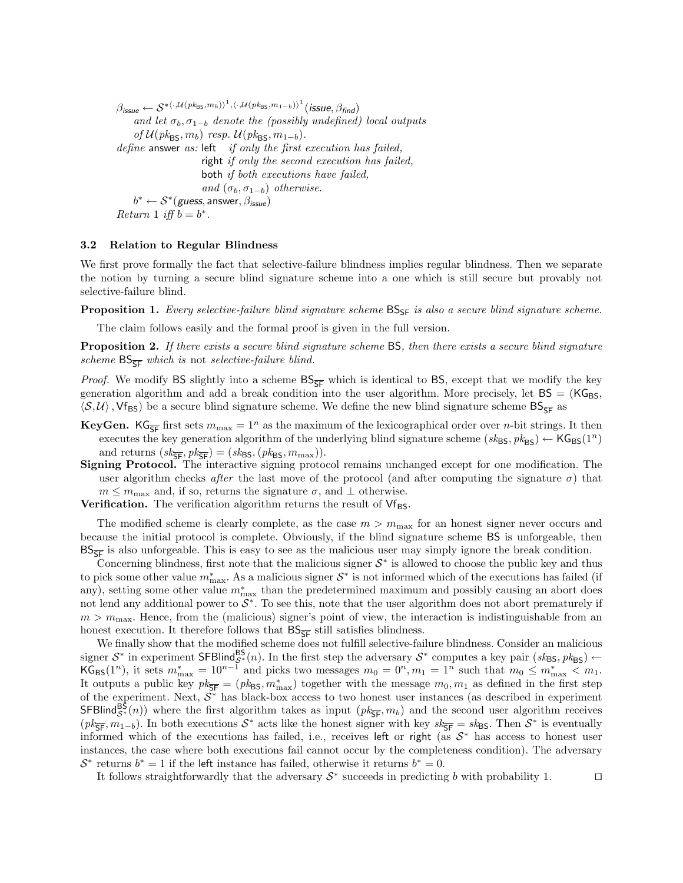$\beta_{issue} \leftarrow \mathcal{S}^{*\langle \cdot, \mathcal{U}(pk_{\mathsf{BS}}, m_b)\rangle^1, \langle \cdot, \mathcal{U}(pk_{\mathsf{BS}}, m_{1-b})\rangle^1}(issue, \beta_{find})$
*and let* $\sigma_b, \sigma_{1-b}$ *denote the (possibly undefined) local outputs of* $\mathcal{U}(pk_{\mathsf{BS}}, m_b)$ *resp.* $\mathcal{U}(pk_{\mathsf{BS}}, m_{1-b})$.
*define* answer *as:* left *if only the first execution has failed,*
right *if only the second execution has failed,*
both *if both executions have failed,*
*and* $(\sigma_b, \sigma_{1-b})$ *otherwise.*
$b^* \leftarrow \mathcal{S}^*(guess, \mathsf{answer}, \beta_{issue})$
*Return 1 iff* $b = b^*$.

### 3.2 Relation to Regular Blindness

We first prove formally the fact that selective-failure blindness implies regular blindness. Then we separate the notion by turning a secure blind signature scheme into a one which is still secure but provably not selective-failure blind.

**Proposition 1.** *Every selective-failure blind signature scheme* $\mathsf{BS}_{\mathsf{SF}}$ *is also a secure blind signature scheme.*

The claim follows easily and the formal proof is given in the full version.

**Proposition 2.** *If there exists a secure blind signature scheme* $\mathsf{BS}$*, then there exists a secure blind signature scheme* $\mathsf{BS}_{\overline{\mathsf{SF}}}$ *which is* not *selective-failure blind.*

*Proof.* We modify $\mathsf{BS}$ slightly into a scheme $\mathsf{BS}_{\overline{\mathsf{SF}}}$ which is identical to $\mathsf{BS}$, except that we modify the key generation algorithm and add a break condition into the user algorithm. More precisely, let $\mathsf{BS} = (\mathsf{KG}_{\mathsf{BS}}, \langle \mathcal{S}, \mathcal{U} \rangle, \mathsf{Vf}_{\mathsf{BS}})$ be a secure blind signature scheme. We define the new blind signature scheme $\mathsf{BS}_{\overline{\mathsf{SF}}}$ as

**KeyGen.** $\mathsf{KG}_{\overline{\mathsf{SF}}}$ first sets $m_{\max} = 1^n$ as the maximum of the lexicographical order over $n$-bit strings. It then executes the key generation algorithm of the underlying blind signature scheme $(sk_{\mathsf{BS}}, pk_{\mathsf{BS}}) \leftarrow \mathsf{KG}_{\mathsf{BS}}(1^n)$ and returns $(sk_{\overline{\mathsf{SF}}}, pk_{\overline{\mathsf{SF}}}) = (sk_{\mathsf{BS}}, (pk_{\mathsf{BS}}, m_{\max}))$.

**Signing Protocol.** The interactive signing protocol remains unchanged except for one modification. The user algorithm checks *after* the last move of the protocol (and after computing the signature $\sigma$) that $m \leq m_{\max}$ and, if so, returns the signature $\sigma$, and $\perp$ otherwise.

**Verification.** The verification algorithm returns the result of $\mathsf{Vf}_{\mathsf{BS}}$.

The modified scheme is clearly complete, as the case $m > m_{\max}$ for an honest signer never occurs and because the initial protocol is complete. Obviously, if the blind signature scheme $\mathsf{BS}$ is unforgeable, then $\mathsf{BS}_{\overline{\mathsf{SF}}}$ is also unforgeable. This is easy to see as the malicious user may simply ignore the break condition.

Concerning blindness, first note that the malicious signer $\mathcal{S}^*$ is allowed to choose the public key and thus to pick some other value $m^*_{\max}$. As a malicious signer $\mathcal{S}^*$ is not informed which of the executions has failed (if any), setting some other value $m^*_{\max}$ than the predetermined maximum and possibly causing an abort does not lend any additional power to $\mathcal{S}^*$. To see this, note that the user algorithm does not abort prematurely if $m > m_{\max}$. Hence, from the (malicious) signer's point of view, the interaction is indistinguishable from an honest execution. It therefore follows that $\mathsf{BS}_{\overline{\mathsf{SF}}}$ still satisfies blindness.

We finally show that the modified scheme does not fulfill selective-failure blindness. Consider an malicious signer $\mathcal{S}^*$ in experiment $\mathsf{SFBlind}^{\mathsf{BS}}_{\mathcal{S}^*}(n)$. In the first step the adversary $\mathcal{S}^*$ computes a key pair $(sk_{\mathsf{BS}}, pk_{\mathsf{BS}}) \leftarrow \mathsf{KG}_{\mathsf{BS}}(1^n)$, it sets $m^*_{\max} = 10^{n-1}$ and picks two messages $m_0 = 0^n, m_1 = 1^n$ such that $m_0 \leq m^*_{\max} < m_1$. It outputs a public key $pk_{\overline{\mathsf{SF}}} = (pk_{\mathsf{BS}}, m^*_{\max})$ together with the message $m_0, m_1$ as defined in the first step of the experiment. Next, $\mathcal{S}^*$ has black-box access to two honest user instances (as described in experiment $\mathsf{SFBlind}^{\mathsf{BS}}_{\mathcal{S}^*}(n)$) where the first algorithm takes as input $(pk_{\overline{\mathsf{SF}}}, m_b)$ and the second user algorithm receives $(pk_{\overline{\mathsf{SF}}}, m_{1-b})$. In both executions $\mathcal{S}^*$ acts like the honest signer with key $sk_{\overline{\mathsf{SF}}} = sk_{\mathsf{BS}}$. Then $\mathcal{S}^*$ is eventually informed which of the executions has failed, i.e., receives left or right (as $\mathcal{S}^*$ has access to honest user instances, the case where both executions fail cannot occur by the completeness condition). The adversary $\mathcal{S}^*$ returns $b^* = 1$ if the left instance has failed, otherwise it returns $b^* = 0$.

It follows straightforwardly that the adversary $\mathcal{S}^*$ succeeds in predicting $b$ with probability 1. $\square$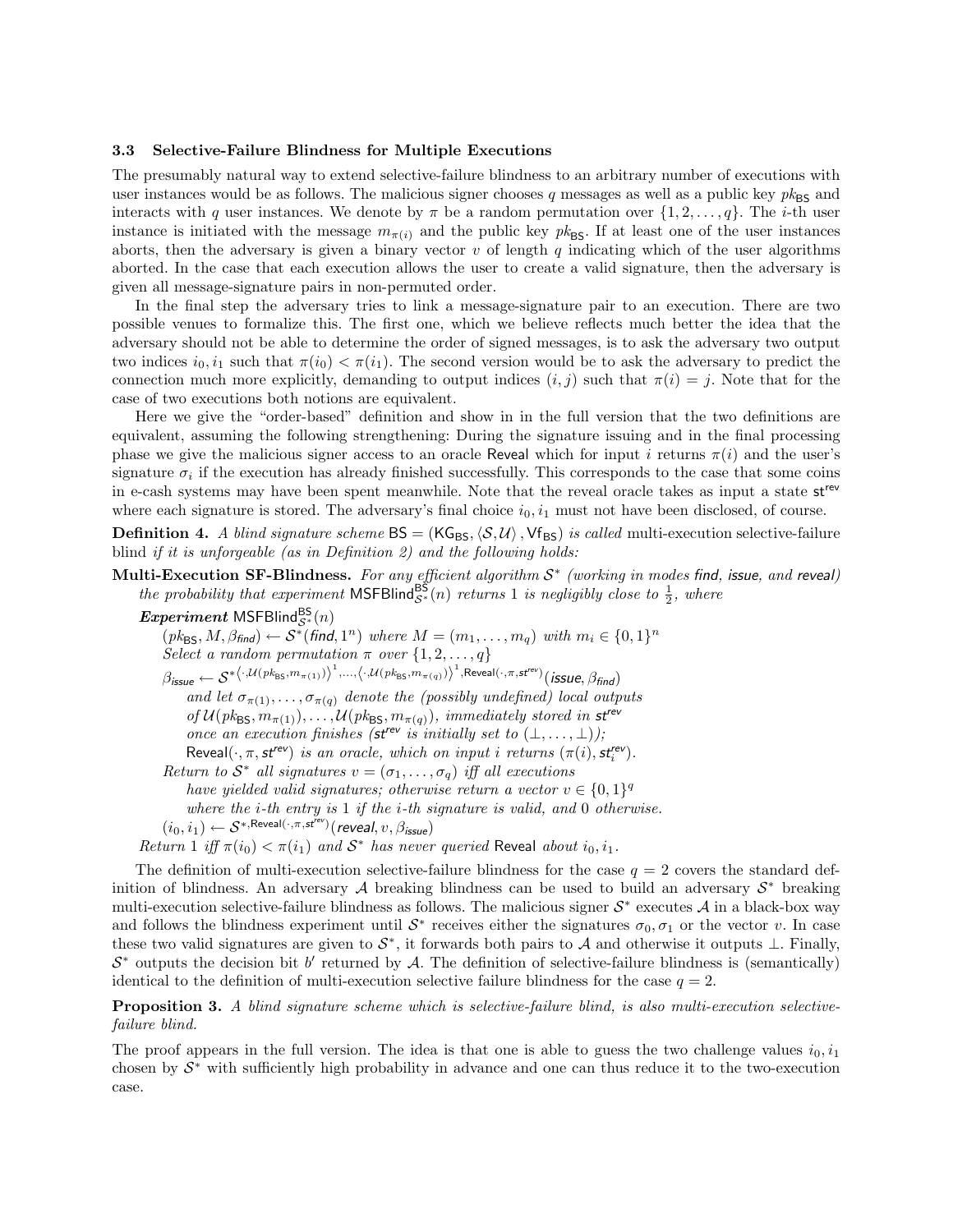### 3.3 Selective-Failure Blindness for Multiple Executions

The presumably natural way to extend selective-failure blindness to an arbitrary number of executions with user instances would be as follows. The malicious signer chooses $q$ messages as well as a public key $pk_{\mathsf{BS}}$ and interacts with $q$ user instances. We denote by $\pi$ be a random permutation over $\{1, 2, \ldots, q\}$. The $i$-th user instance is initiated with the message $m_{\pi(i)}$ and the public key $pk_{\mathsf{BS}}$. If at least one of the user instances aborts, then the adversary is given a binary vector $v$ of length $q$ indicating which of the user algorithms aborted. In the case that each execution allows the user to create a valid signature, then the adversary is given all message-signature pairs in non-permuted order.

In the final step the adversary tries to link a message-signature pair to an execution. There are two possible venues to formalize this. The first one, which we believe reflects much better the idea that the adversary should not be able to determine the order of signed messages, is to ask the adversary two output two indices $i_0, i_1$ such that $\pi(i_0) < \pi(i_1)$. The second version would be to ask the adversary to predict the connection much more explicitly, demanding to output indices $(i, j)$ such that $\pi(i) = j$. Note that for the case of two executions both notions are equivalent.

Here we give the "order-based" definition and show in in the full version that the two definitions are equivalent, assuming the following strengthening: During the signature issuing and in the final processing phase we give the malicious signer access to an oracle Reveal which for input $i$ returns $\pi(i)$ and the user's signature $\sigma_i$ if the execution has already finished successfully. This corresponds to the case that some coins in e-cash systems may have been spent meanwhile. Note that the reveal oracle takes as input a state $\mathsf{st}^{\mathsf{rev}}$ where each signature is stored. The adversary's final choice $i_0, i_1$ must not have been disclosed, of course.

**Definition 4.** *A blind signature scheme $\mathsf{BS} = (\mathsf{KG}_{\mathsf{BS}}, \langle \mathcal{S}, \mathcal{U} \rangle, \mathsf{Vf}_{\mathsf{BS}})$ is called* multi-execution selective-failure blind *if it is unforgeable (as in Definition 2) and the following holds:*

**Multi-Execution SF-Blindness.** *For any efficient algorithm $\mathcal{S}^*$ (working in modes find, issue, and reveal) the probability that experiment $\mathsf{MSFBlind}^{\mathsf{BS}}_{\mathcal{S}^*}(n)$ returns 1 is negligibly close to $\frac{1}{2}$, where*

***Experiment*** $\mathsf{MSFBlind}^{\mathsf{BS}}_{\mathcal{S}^*}(n)$

$(pk_{\mathsf{BS}}, M, \beta_{\mathit{find}}) \leftarrow \mathcal{S}^*(\mathit{find}, 1^n)$ *where* $M = (m_1, \ldots, m_q)$ *with* $m_i \in \{0,1\}^n$

*Select a random permutation $\pi$ over $\{1, 2, \ldots, q\}$*

$\beta_{\mathit{issue}} \leftarrow \mathcal{S}^{*\langle \cdot, \mathcal{U}(pk_{\mathsf{BS}}, m_{\pi(1)}) \rangle^1, \ldots, \langle \cdot, \mathcal{U}(pk_{\mathsf{BS}}, m_{\pi(q)}) \rangle^1, \mathsf{Reveal}(\cdot, \pi, \mathsf{st}^{\mathsf{rev}})}(\mathit{issue}, \beta_{\mathit{find}})$

*and let $\sigma_{\pi(1)}, \ldots, \sigma_{\pi(q)}$ denote the (possibly undefined) local outputs of $\mathcal{U}(pk_{\mathsf{BS}}, m_{\pi(1)}), \ldots, \mathcal{U}(pk_{\mathsf{BS}}, m_{\pi(q)})$, immediately stored in $\mathsf{st}^{\mathsf{rev}}$ once an execution finishes ($\mathsf{st}^{\mathsf{rev}}$ is initially set to $(\bot, \ldots, \bot)$);*

$\mathsf{Reveal}(\cdot, \pi, \mathsf{st}^{\mathsf{rev}})$ *is an oracle, which on input $i$ returns $(\pi(i), \mathsf{st}^{\mathsf{rev}}_i)$.*

*Return to $\mathcal{S}^*$ all signatures $v = (\sigma_1, \ldots, \sigma_q)$ iff all executions have yielded valid signatures; otherwise return a vector $v \in \{0,1\}^q$ where the $i$-th entry is 1 if the $i$-th signature is valid, and 0 otherwise.*

$(i_0, i_1) \leftarrow \mathcal{S}^{*,\mathsf{Reveal}(\cdot, \pi, \mathsf{st}^{\mathsf{rev}})}(\mathit{reveal}, v, \beta_{\mathit{issue}})$

*Return 1 iff $\pi(i_0) < \pi(i_1)$ and $\mathcal{S}^*$ has never queried* Reveal *about $i_0, i_1$.*

The definition of multi-execution selective-failure blindness for the case $q = 2$ covers the standard definition of blindness. An adversary $\mathcal{A}$ breaking blindness can be used to build an adversary $\mathcal{S}^*$ breaking multi-execution selective-failure blindness as follows. The malicious signer $\mathcal{S}^*$ executes $\mathcal{A}$ in a black-box way and follows the blindness experiment until $\mathcal{S}^*$ receives either the signatures $\sigma_0, \sigma_1$ or the vector $v$. In case these two valid signatures are given to $\mathcal{S}^*$, it forwards both pairs to $\mathcal{A}$ and otherwise it outputs $\bot$. Finally, $\mathcal{S}^*$ outputs the decision bit $b'$ returned by $\mathcal{A}$. The definition of selective-failure blindness is (semantically) identical to the definition of multi-execution selective failure blindness for the case $q = 2$.

**Proposition 3.** *A blind signature scheme which is selective-failure blind, is also multi-execution selective-failure blind.*

The proof appears in the full version. The idea is that one is able to guess the two challenge values $i_0, i_1$ chosen by $\mathcal{S}^*$ with sufficiently high probability in advance and one can thus reduce it to the two-execution case.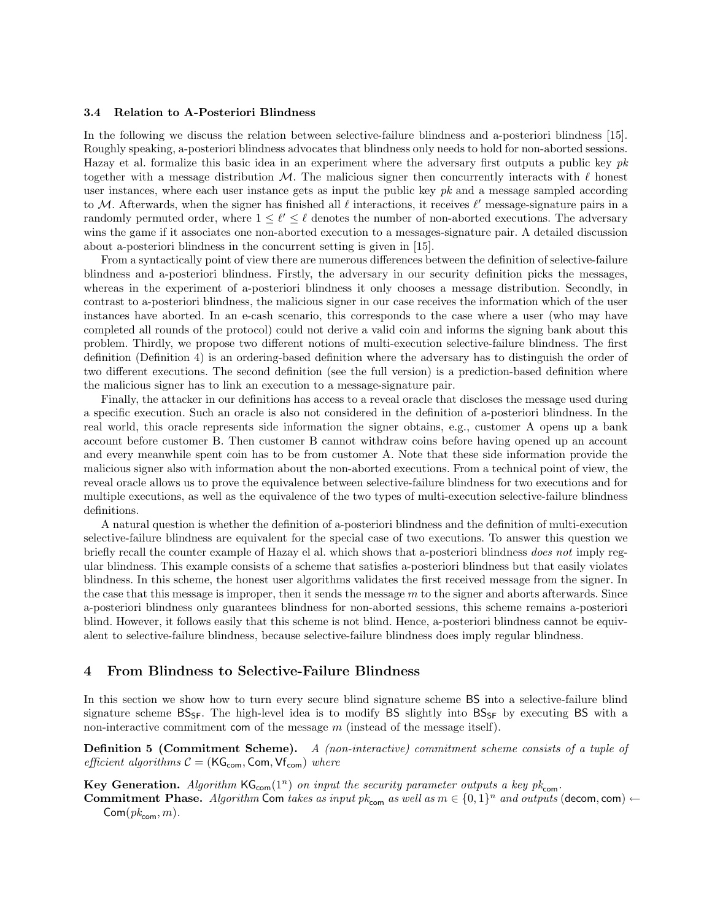### 3.4 Relation to A-Posteriori Blindness

In the following we discuss the relation between selective-failure blindness and a-posteriori blindness [15]. Roughly speaking, a-posteriori blindness advocates that blindness only needs to hold for non-aborted sessions. Hazay et al. formalize this basic idea in an experiment where the adversary first outputs a public key $pk$ together with a message distribution $\mathcal{M}$. The malicious signer then concurrently interacts with $\ell$ honest user instances, where each user instance gets as input the public key $pk$ and a message sampled according to $\mathcal{M}$. Afterwards, when the signer has finished all $\ell$ interactions, it receives $\ell'$ message-signature pairs in a randomly permuted order, where $1 \leq \ell' \leq \ell$ denotes the number of non-aborted executions. The adversary wins the game if it associates one non-aborted execution to a messages-signature pair. A detailed discussion about a-posteriori blindness in the concurrent setting is given in [15].

From a syntactically point of view there are numerous differences between the definition of selective-failure blindness and a-posteriori blindness. Firstly, the adversary in our security definition picks the messages, whereas in the experiment of a-posteriori blindness it only chooses a message distribution. Secondly, in contrast to a-posteriori blindness, the malicious signer in our case receives the information which of the user instances have aborted. In an e-cash scenario, this corresponds to the case where a user (who may have completed all rounds of the protocol) could not derive a valid coin and informs the signing bank about this problem. Thirdly, we propose two different notions of multi-execution selective-failure blindness. The first definition (Definition 4) is an ordering-based definition where the adversary has to distinguish the order of two different executions. The second definition (see the full version) is a prediction-based definition where the malicious signer has to link an execution to a message-signature pair.

Finally, the attacker in our definitions has access to a reveal oracle that discloses the message used during a specific execution. Such an oracle is also not considered in the definition of a-posteriori blindness. In the real world, this oracle represents side information the signer obtains, e.g., customer A opens up a bank account before customer B. Then customer B cannot withdraw coins before having opened up an account and every meanwhile spent coin has to be from customer A. Note that these side information provide the malicious signer also with information about the non-aborted executions. From a technical point of view, the reveal oracle allows us to prove the equivalence between selective-failure blindness for two executions and for multiple executions, as well as the equivalence of the two types of multi-execution selective-failure blindness definitions.

A natural question is whether the definition of a-posteriori blindness and the definition of multi-execution selective-failure blindness are equivalent for the special case of two executions. To answer this question we briefly recall the counter example of Hazay el al. which shows that a-posteriori blindness *does not* imply regular blindness. This example consists of a scheme that satisfies a-posteriori blindness but that easily violates blindness. In this scheme, the honest user algorithms validates the first received message from the signer. In the case that this message is improper, then it sends the message $m$ to the signer and aborts afterwards. Since a-posteriori blindness only guarantees blindness for non-aborted sessions, this scheme remains a-posteriori blind. However, it follows easily that this scheme is not blind. Hence, a-posteriori blindness cannot be equivalent to selective-failure blindness, because selective-failure blindness does imply regular blindness.

## 4 From Blindness to Selective-Failure Blindness

In this section we show how to turn every secure blind signature scheme $\mathsf{BS}$ into a selective-failure blind signature scheme $\mathsf{BS}_{\mathsf{SF}}$. The high-level idea is to modify $\mathsf{BS}$ slightly into $\mathsf{BS}_{\mathsf{SF}}$ by executing $\mathsf{BS}$ with a non-interactive commitment $\mathsf{com}$ of the message $m$ (instead of the message itself).

**Definition 5 (Commitment Scheme).** *A (non-interactive) commitment scheme consists of a tuple of efficient algorithms* $\mathcal{C} = (\mathsf{KG}_{\mathsf{com}}, \mathsf{Com}, \mathsf{Vf}_{\mathsf{com}})$ *where*

**Key Generation.** *Algorithm* $\mathsf{KG}_{\mathsf{com}}(1^n)$ *on input the security parameter outputs a key* $pk_{\mathsf{com}}$.

**Commitment Phase.** *Algorithm* $\mathsf{Com}$ *takes as input* $pk_{\mathsf{com}}$ *as well as* $m \in \{0,1\}^n$ *and outputs* $(\mathsf{decom}, \mathsf{com}) \leftarrow \mathsf{Com}(pk_{\mathsf{com}}, m)$.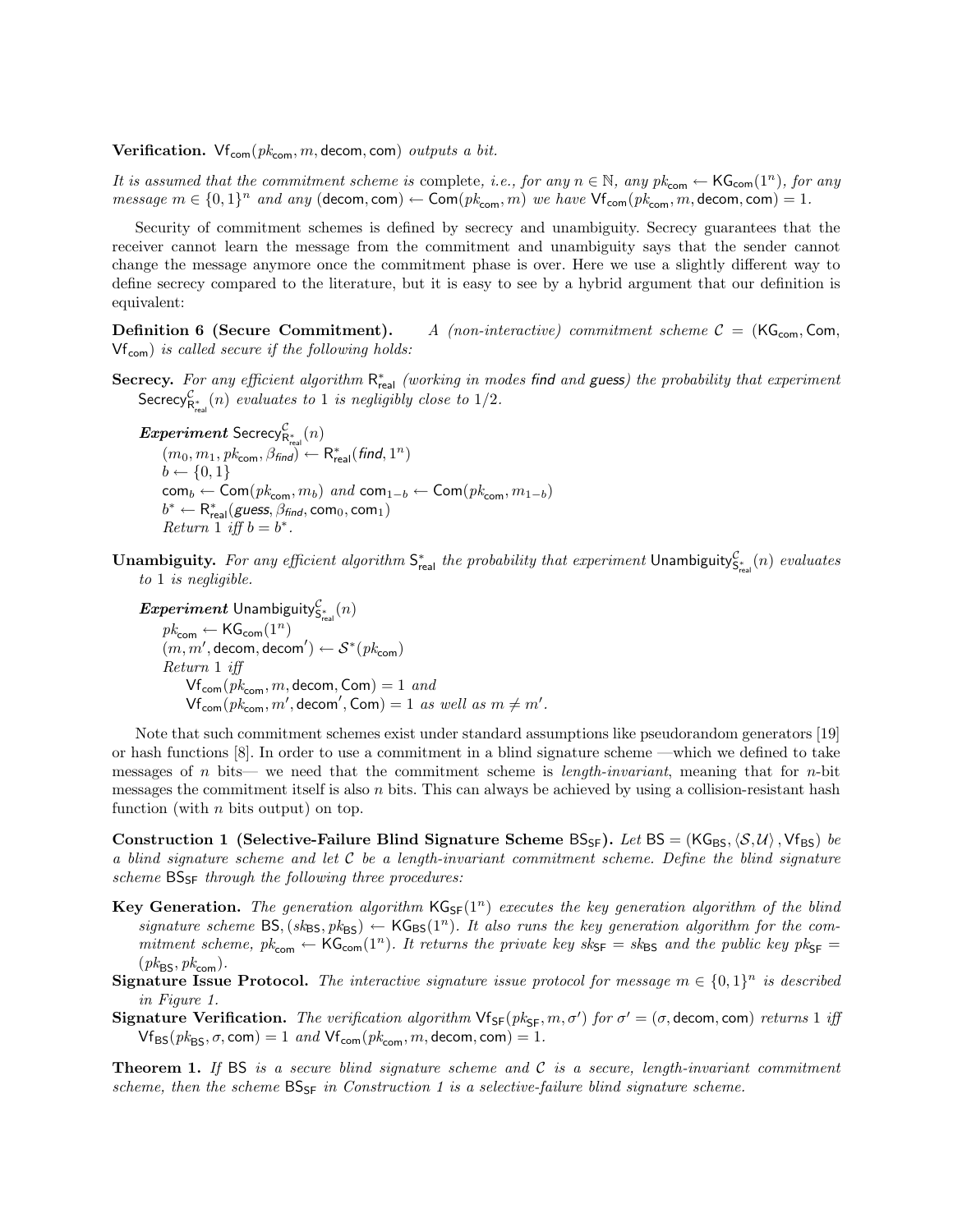**Verification.** $\mathsf{Vf}_{\mathsf{com}}(pk_{\mathsf{com}}, m, \mathsf{decom}, \mathsf{com})$ *outputs a bit.*

*It is assumed that the commitment scheme is* complete, *i.e., for any* $n \in \mathbb{N}$, *any* $pk_{\mathsf{com}} \leftarrow \mathsf{KG}_{\mathsf{com}}(1^n)$, *for any message* $m \in \{0,1\}^n$ *and any* $(\mathsf{decom}, \mathsf{com}) \leftarrow \mathsf{Com}(pk_{\mathsf{com}}, m)$ *we have* $\mathsf{Vf}_{\mathsf{com}}(pk_{\mathsf{com}}, m, \mathsf{decom}, \mathsf{com}) = 1$.

Security of commitment schemes is defined by secrecy and unambiguity. Secrecy guarantees that the receiver cannot learn the message from the commitment and unambiguity says that the sender cannot change the message anymore once the commitment phase is over. Here we use a slightly different way to define secrecy compared to the literature, but it is easy to see by a hybrid argument that our definition is equivalent:

**Definition 6 (Secure Commitment).** *A (non-interactive) commitment scheme* $\mathcal{C} = (\mathsf{KG}_{\mathsf{com}}, \mathsf{Com}, \mathsf{Vf}_{\mathsf{com}})$ *is called secure if the following holds:*

**Secrecy.** *For any efficient algorithm* $\mathsf{R}^*_{\mathsf{real}}$ *(working in modes* $\mathit{find}$ *and* $\mathit{guess}$*) the probability that experiment* $\mathsf{Secrecy}^{\mathcal{C}}_{\mathsf{R}^*_{\mathsf{real}}}(n)$ *evaluates to 1 is negligibly close to 1/2.*

***Experiment*** $\mathsf{Secrecy}^{\mathcal{C}}_{\mathsf{R}^*_{\mathsf{real}}}(n)$
$(m_0, m_1, pk_{\mathsf{com}}, \beta_{\mathit{find}}) \leftarrow \mathsf{R}^*_{\mathsf{real}}(\mathit{find}, 1^n)$
$b \leftarrow \{0,1\}$
$\mathsf{com}_b \leftarrow \mathsf{Com}(pk_{\mathsf{com}}, m_b)$ *and* $\mathsf{com}_{1-b} \leftarrow \mathsf{Com}(pk_{\mathsf{com}}, m_{1-b})$
$b^* \leftarrow \mathsf{R}^*_{\mathsf{real}}(\mathit{guess}, \beta_{\mathit{find}}, \mathsf{com}_0, \mathsf{com}_1)$
*Return 1 iff* $b = b^*$.

**Unambiguity.** *For any efficient algorithm* $\mathsf{S}^*_{\mathsf{real}}$ *the probability that experiment* $\mathsf{Unambiguity}^{\mathcal{C}}_{\mathsf{S}^*_{\mathsf{real}}}(n)$ *evaluates to 1 is negligible.*

***Experiment*** $\mathsf{Unambiguity}^{\mathcal{C}}_{\mathsf{S}^*_{\mathsf{real}}}(n)$
$pk_{\mathsf{com}} \leftarrow \mathsf{KG}_{\mathsf{com}}(1^n)$
$(m, m', \mathsf{decom}, \mathsf{decom}') \leftarrow \mathcal{S}^*(pk_{\mathsf{com}})$
*Return 1 iff*
$\mathsf{Vf}_{\mathsf{com}}(pk_{\mathsf{com}}, m, \mathsf{decom}, \mathsf{Com}) = 1$ *and*
$\mathsf{Vf}_{\mathsf{com}}(pk_{\mathsf{com}}, m', \mathsf{decom}', \mathsf{Com}) = 1$ *as well as* $m \neq m'$.

Note that such commitment schemes exist under standard assumptions like pseudorandom generators [19] or hash functions [8]. In order to use a commitment in a blind signature scheme —which we defined to take messages of $n$ bits— we need that the commitment scheme is *length-invariant*, meaning that for $n$-bit messages the commitment itself is also $n$ bits. This can always be achieved by using a collision-resistant hash function (with $n$ bits output) on top.

**Construction 1 (Selective-Failure Blind Signature Scheme $\mathsf{BS}_{\mathsf{SF}}$).** *Let* $\mathsf{BS} = (\mathsf{KG}_{\mathsf{BS}}, \langle \mathcal{S}, \mathcal{U} \rangle, \mathsf{Vf}_{\mathsf{BS}})$ *be a blind signature scheme and let* $\mathcal{C}$ *be a length-invariant commitment scheme. Define the blind signature scheme* $\mathsf{BS}_{\mathsf{SF}}$ *through the following three procedures:*

**Key Generation.** *The generation algorithm* $\mathsf{KG}_{\mathsf{SF}}(1^n)$ *executes the key generation algorithm of the blind signature scheme* $\mathsf{BS}$, $(sk_{\mathsf{BS}}, pk_{\mathsf{BS}}) \leftarrow \mathsf{KG}_{\mathsf{BS}}(1^n)$. *It also runs the key generation algorithm for the commitment scheme,* $pk_{\mathsf{com}} \leftarrow \mathsf{KG}_{\mathsf{com}}(1^n)$. *It returns the private key* $sk_{\mathsf{SF}} = sk_{\mathsf{BS}}$ *and the public key* $pk_{\mathsf{SF}} = (pk_{\mathsf{BS}}, pk_{\mathsf{com}})$.

**Signature Issue Protocol.** *The interactive signature issue protocol for message* $m \in \{0,1\}^n$ *is described in Figure 1.*

**Signature Verification.** *The verification algorithm* $\mathsf{Vf}_{\mathsf{SF}}(pk_{\mathsf{SF}}, m, \sigma')$ *for* $\sigma' = (\sigma, \mathsf{decom}, \mathsf{com})$ *returns 1 iff* $\mathsf{Vf}_{\mathsf{BS}}(pk_{\mathsf{BS}}, \sigma, \mathsf{com}) = 1$ *and* $\mathsf{Vf}_{\mathsf{com}}(pk_{\mathsf{com}}, m, \mathsf{decom}, \mathsf{com}) = 1$.

**Theorem 1.** *If* $\mathsf{BS}$ *is a secure blind signature scheme and* $\mathcal{C}$ *is a secure, length-invariant commitment scheme, then the scheme* $\mathsf{BS}_{\mathsf{SF}}$ *in Construction 1 is a selective-failure blind signature scheme.*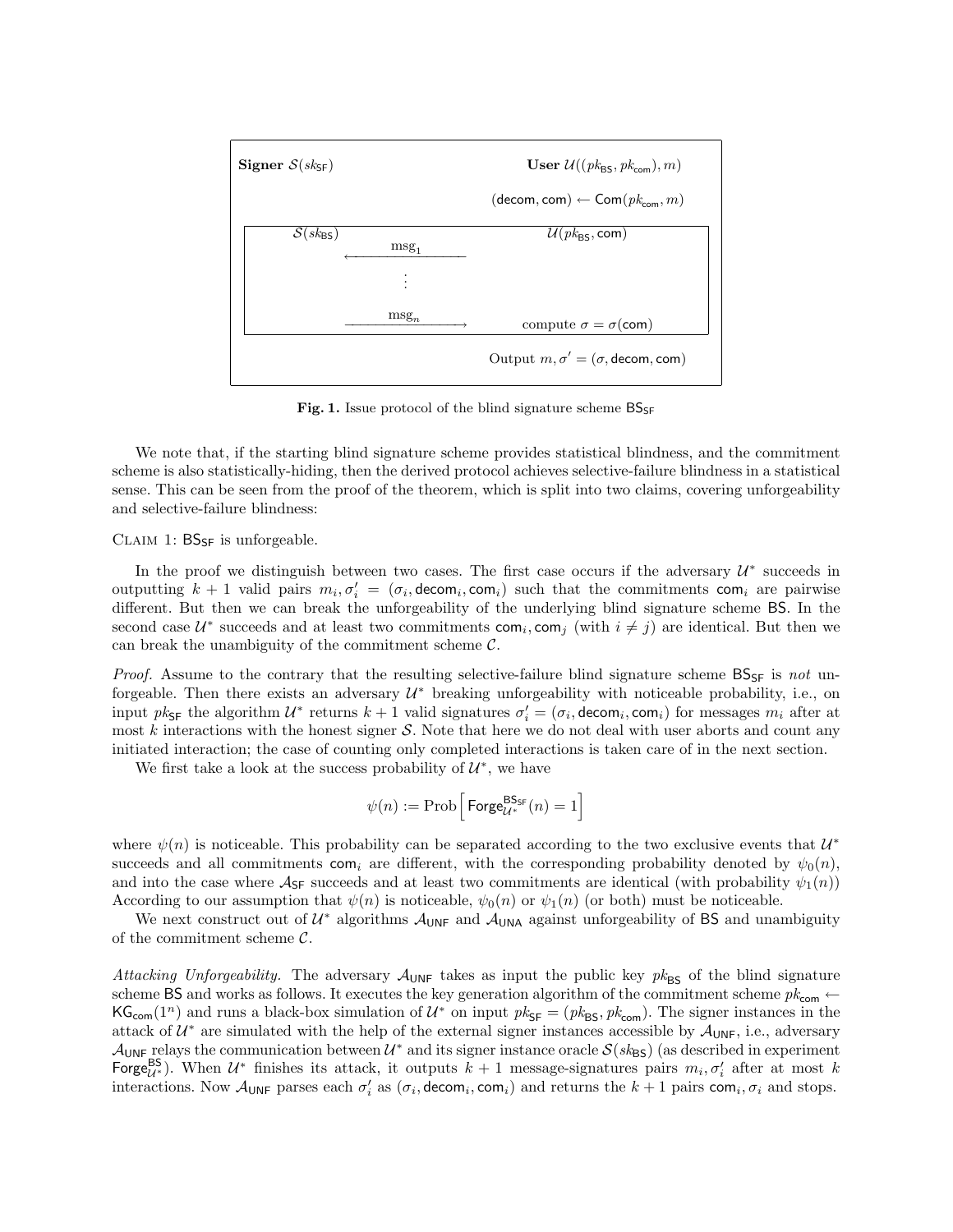| **Signer** $\mathcal{S}(sk_{\mathsf{SF}})$ | | **User** $\mathcal{U}((pk_{\mathsf{BS}}, pk_{\mathsf{com}}), m)$ |
|---|---|---|
| | | $(\mathsf{decom}, \mathsf{com}) \leftarrow \mathsf{Com}(pk_{\mathsf{com}}, m)$ |
| $\mathcal{S}(sk_{\mathsf{BS}})$ | | $\mathcal{U}(pk_{\mathsf{BS}}, \mathsf{com})$ |
| | $\xleftarrow{\text{msg}_1}$ | |
| | $\vdots$ | |
| | $\xrightarrow{\text{msg}_n}$ | compute $\sigma = \sigma(\mathsf{com})$ |
| | | Output $m, \sigma' = (\sigma, \mathsf{decom}, \mathsf{com})$ |

**Fig. 1.** Issue protocol of the blind signature scheme $\mathsf{BS}_{\mathsf{SF}}$

We note that, if the starting blind signature scheme provides statistical blindness, and the commitment scheme is also statistically-hiding, then the derived protocol achieves selective-failure blindness in a statistical sense. This can be seen from the proof of the theorem, which is split into two claims, covering unforgeability and selective-failure blindness:

Claim 1: $\mathsf{BS}_{\mathsf{SF}}$ is unforgeable.

In the proof we distinguish between two cases. The first case occurs if the adversary $\mathcal{U}^*$ succeeds in outputting $k+1$ valid pairs $m_i, \sigma_i' = (\sigma_i, \mathsf{decom}_i, \mathsf{com}_i)$ such that the commitments $\mathsf{com}_i$ are pairwise different. But then we can break the unforgeability of the underlying blind signature scheme $\mathsf{BS}$. In the second case $\mathcal{U}^*$ succeeds and at least two commitments $\mathsf{com}_i, \mathsf{com}_j$ (with $i \neq j$) are identical. But then we can break the unambiguity of the commitment scheme $\mathcal{C}$.

*Proof.* Assume to the contrary that the resulting selective-failure blind signature scheme $\mathsf{BS}_{\mathsf{SF}}$ is *not* unforgeable. Then there exists an adversary $\mathcal{U}^*$ breaking unforgeability with noticeable probability, i.e., on input $pk_{\mathsf{SF}}$ the algorithm $\mathcal{U}^*$ returns $k+1$ valid signatures $\sigma_i' = (\sigma_i, \mathsf{decom}_i, \mathsf{com}_i)$ for messages $m_i$ after at most $k$ interactions with the honest signer $\mathcal{S}$. Note that here we do not deal with user aborts and count any initiated interaction; the case of counting only completed interactions is taken care of in the next section.

We first take a look at the success probability of $\mathcal{U}^*$, we have

$$\psi(n) := \text{Prob}\Big[\,\mathsf{Forge}_{\mathcal{U}^*}^{\mathsf{BS}_{\mathsf{SF}}}(n) = 1\Big]$$

where $\psi(n)$ is noticeable. This probability can be separated according to the two exclusive events that $\mathcal{U}^*$ succeeds and all commitments $\mathsf{com}_i$ are different, with the corresponding probability denoted by $\psi_0(n)$, and into the case where $\mathcal{A}_{\mathsf{SF}}$ succeeds and at least two commitments are identical (with probability $\psi_1(n)$) According to our assumption that $\psi(n)$ is noticeable, $\psi_0(n)$ or $\psi_1(n)$ (or both) must be noticeable.

We next construct out of $\mathcal{U}^*$ algorithms $\mathcal{A}_{\mathsf{UNF}}$ and $\mathcal{A}_{\mathsf{UNA}}$ against unforgeability of $\mathsf{BS}$ and unambiguity of the commitment scheme $\mathcal{C}$.

*Attacking Unforgeability.* The adversary $\mathcal{A}_{\mathsf{UNF}}$ takes as input the public key $pk_{\mathsf{BS}}$ of the blind signature scheme $\mathsf{BS}$ and works as follows. It executes the key generation algorithm of the commitment scheme $pk_{\mathsf{com}} \leftarrow \mathsf{KG}_{\mathsf{com}}(1^n)$ and runs a black-box simulation of $\mathcal{U}^*$ on input $pk_{\mathsf{SF}} = (pk_{\mathsf{BS}}, pk_{\mathsf{com}})$. The signer instances in the attack of $\mathcal{U}^*$ are simulated with the help of the external signer instances accessible by $\mathcal{A}_{\mathsf{UNF}}$, i.e., adversary $\mathcal{A}_{\mathsf{UNF}}$ relays the communication between $\mathcal{U}^*$ and its signer instance oracle $\mathcal{S}(sk_{\mathsf{BS}})$ (as described in experiment $\mathsf{Forge}_{\mathcal{U}^*}^{\mathsf{BS}}$). When $\mathcal{U}^*$ finishes its attack, it outputs $k+1$ message-signatures pairs $m_i, \sigma_i'$ after at most $k$ interactions. Now $\mathcal{A}_{\mathsf{UNF}}$ parses each $\sigma_i'$ as $(\sigma_i, \mathsf{decom}_i, \mathsf{com}_i)$ and returns the $k+1$ pairs $\mathsf{com}_i, \sigma_i$ and stops.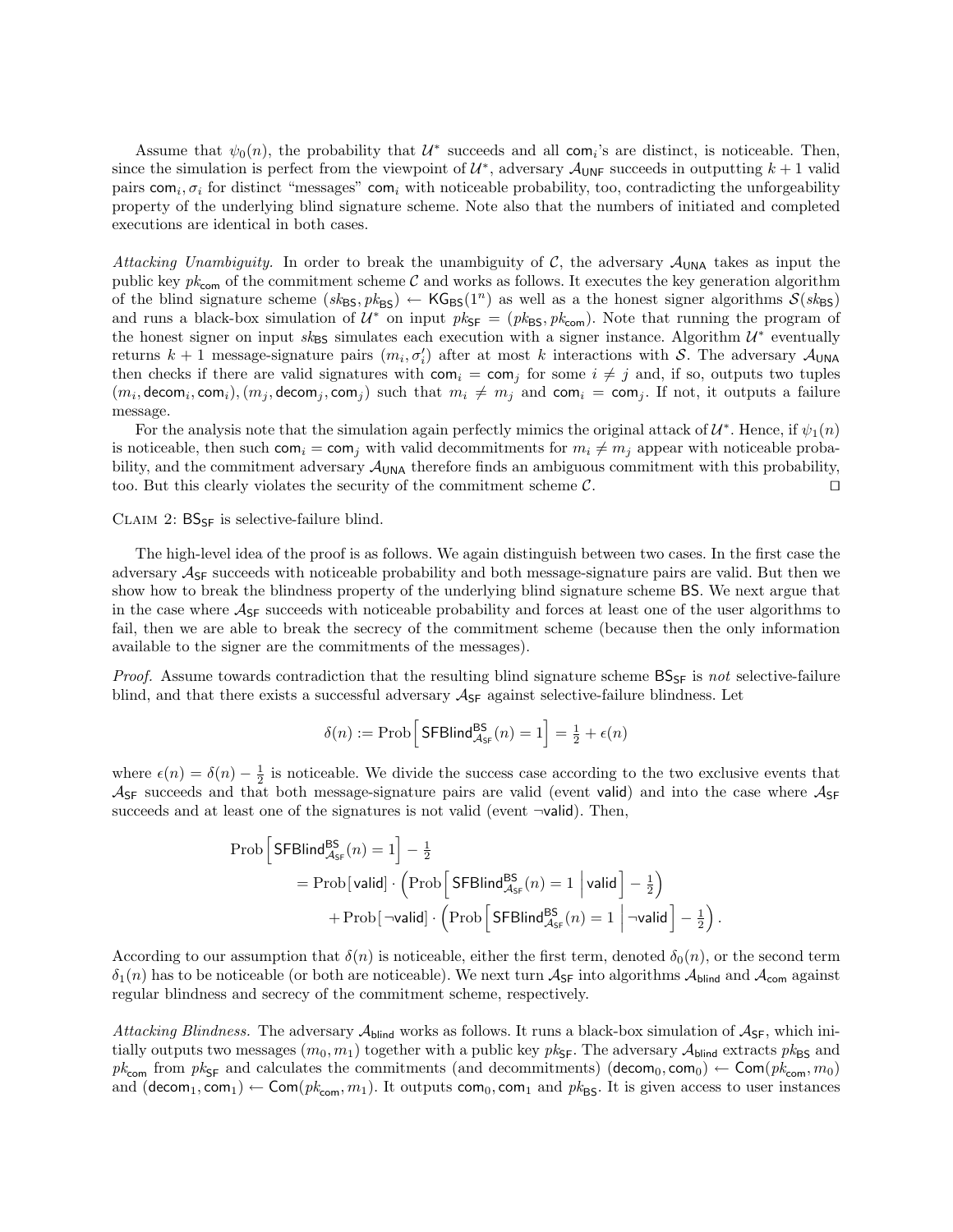Assume that $\psi_0(n)$, the probability that $\mathcal{U}^*$ succeeds and all $\mathsf{com}_i$'s are distinct, is noticeable. Then, since the simulation is perfect from the viewpoint of $\mathcal{U}^*$, adversary $\mathcal{A}_{\mathsf{UNF}}$ succeeds in outputting $k+1$ valid pairs $\mathsf{com}_i, \sigma_i$ for distinct "messages" $\mathsf{com}_i$ with noticeable probability, too, contradicting the unforgeability property of the underlying blind signature scheme. Note also that the numbers of initiated and completed executions are identical in both cases.

*Attacking Unambiguity.* In order to break the unambiguity of $\mathcal{C}$, the adversary $\mathcal{A}_{\mathsf{UNA}}$ takes as input the public key $pk_{\mathsf{com}}$ of the commitment scheme $\mathcal{C}$ and works as follows. It executes the key generation algorithm of the blind signature scheme $(sk_{\mathsf{BS}}, pk_{\mathsf{BS}}) \leftarrow \mathsf{KG}_{\mathsf{BS}}(1^n)$ as well as a the honest signer algorithms $\mathcal{S}(sk_{\mathsf{BS}})$ and runs a black-box simulation of $\mathcal{U}^*$ on input $pk_{\mathsf{SF}} = (pk_{\mathsf{BS}}, pk_{\mathsf{com}})$. Note that running the program of the honest signer on input $sk_{\mathsf{BS}}$ simulates each execution with a signer instance. Algorithm $\mathcal{U}^*$ eventually returns $k+1$ message-signature pairs $(m_i, \sigma_i')$ after at most $k$ interactions with $\mathcal{S}$. The adversary $\mathcal{A}_{\mathsf{UNA}}$ then checks if there are valid signatures with $\mathsf{com}_i = \mathsf{com}_j$ for some $i \neq j$ and, if so, outputs two tuples $(m_i, \mathsf{decom}_i, \mathsf{com}_i), (m_j, \mathsf{decom}_j, \mathsf{com}_j)$ such that $m_i \neq m_j$ and $\mathsf{com}_i = \mathsf{com}_j$. If not, it outputs a failure message.

For the analysis note that the simulation again perfectly mimics the original attack of $\mathcal{U}^*$. Hence, if $\psi_1(n)$ is noticeable, then such $\mathsf{com}_i = \mathsf{com}_j$ with valid decommitments for $m_i \neq m_j$ appear with noticeable probability, and the commitment adversary $\mathcal{A}_{\mathsf{UNA}}$ therefore finds an ambiguous commitment with this probability, too. But this clearly violates the security of the commitment scheme $\mathcal{C}$. ☐

Claim 2: $\mathsf{BS}_{\mathsf{SF}}$ is selective-failure blind.

The high-level idea of the proof is as follows. We again distinguish between two cases. In the first case the adversary $\mathcal{A}_{\mathsf{SF}}$ succeeds with noticeable probability and both message-signature pairs are valid. But then we show how to break the blindness property of the underlying blind signature scheme $\mathsf{BS}$. We next argue that in the case where $\mathcal{A}_{\mathsf{SF}}$ succeeds with noticeable probability and forces at least one of the user algorithms to fail, then we are able to break the secrecy of the commitment scheme (because then the only information available to the signer are the commitments of the messages).

*Proof.* Assume towards contradiction that the resulting blind signature scheme $\mathsf{BS}_{\mathsf{SF}}$ is *not* selective-failure blind, and that there exists a successful adversary $\mathcal{A}_{\mathsf{SF}}$ against selective-failure blindness. Let

$$\delta(n) := \mathrm{Prob}\Big[\, \mathsf{SFBlind}^{\mathsf{BS}}_{\mathcal{A}_{\mathsf{SF}}}(n) = 1 \Big] = \tfrac{1}{2} + \epsilon(n)$$

where $\epsilon(n) = \delta(n) - \frac{1}{2}$ is noticeable. We divide the success case according to the two exclusive events that $\mathcal{A}_{\mathsf{SF}}$ succeeds and that both message-signature pairs are valid (event $\mathsf{valid}$) and into the case where $\mathcal{A}_{\mathsf{SF}}$ succeeds and at least one of the signatures is not valid (event $\neg\mathsf{valid}$). Then,

$$\begin{aligned}
\mathrm{Prob}\Big[\, \mathsf{SFBlind}^{\mathsf{BS}}_{\mathcal{A}_{\mathsf{SF}}}(n) = 1 \Big] - \tfrac{1}{2}& \\
= \mathrm{Prob}[\,\mathsf{valid}] \cdot \Big(& \mathrm{Prob}\Big[\, \mathsf{SFBlind}^{\mathsf{BS}}_{\mathcal{A}_{\mathsf{SF}}}(n) = 1 \,\Big|\, \mathsf{valid} \Big] - \tfrac{1}{2} \Big) \\
+ \mathrm{Prob}[\,\neg\mathsf{valid}] \cdot \Big(& \mathrm{Prob}\Big[\, \mathsf{SFBlind}^{\mathsf{BS}}_{\mathcal{A}_{\mathsf{SF}}}(n) = 1 \,\Big|\, \neg\mathsf{valid} \Big] - \tfrac{1}{2} \Big).
\end{aligned}$$

According to our assumption that $\delta(n)$ is noticeable, either the first term, denoted $\delta_0(n)$, or the second term $\delta_1(n)$ has to be noticeable (or both are noticeable). We next turn $\mathcal{A}_{\mathsf{SF}}$ into algorithms $\mathcal{A}_{\mathsf{blind}}$ and $\mathcal{A}_{\mathsf{com}}$ against regular blindness and secrecy of the commitment scheme, respectively.

*Attacking Blindness.* The adversary $\mathcal{A}_{\mathsf{blind}}$ works as follows. It runs a black-box simulation of $\mathcal{A}_{\mathsf{SF}}$, which initially outputs two messages $(m_0, m_1)$ together with a public key $pk_{\mathsf{SF}}$. The adversary $\mathcal{A}_{\mathsf{blind}}$ extracts $pk_{\mathsf{BS}}$ and $pk_{\mathsf{com}}$ from $pk_{\mathsf{SF}}$ and calculates the commitments (and decommitments) $(\mathsf{decom}_0, \mathsf{com}_0) \leftarrow \mathsf{Com}(pk_{\mathsf{com}}, m_0)$ and $(\mathsf{decom}_1, \mathsf{com}_1) \leftarrow \mathsf{Com}(pk_{\mathsf{com}}, m_1)$. It outputs $\mathsf{com}_0, \mathsf{com}_1$ and $pk_{\mathsf{BS}}$. It is given access to user instances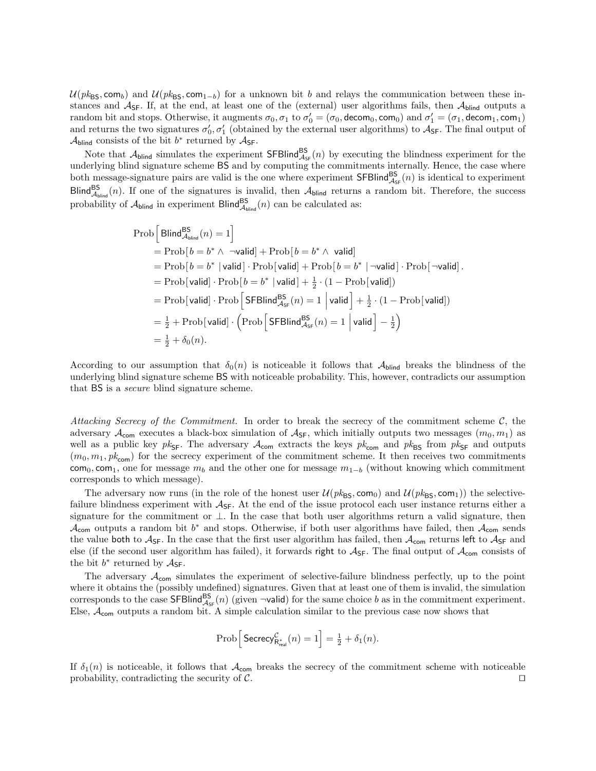$\mathcal{U}(pk_{\mathsf{BS}}, \mathsf{com}_b)$ and $\mathcal{U}(pk_{\mathsf{BS}}, \mathsf{com}_{1-b})$ for a unknown bit $b$ and relays the communication between these instances and $\mathcal{A}_{\mathsf{SF}}$. If, at the end, at least one of the (external) user algorithms fails, then $\mathcal{A}_{\mathsf{blind}}$ outputs a random bit and stops. Otherwise, it augments $\sigma_0, \sigma_1$ to $\sigma'_0 = (\sigma_0, \mathsf{decom}_0, \mathsf{com}_0)$ and $\sigma'_1 = (\sigma_1, \mathsf{decom}_1, \mathsf{com}_1)$ and returns the two signatures $\sigma'_0, \sigma'_1$ (obtained by the external user algorithms) to $\mathcal{A}_{\mathsf{SF}}$. The final output of $\mathcal{A}_{\mathsf{blind}}$ consists of the bit $b^*$ returned by $\mathcal{A}_{\mathsf{SF}}$.

Note that $\mathcal{A}_{\mathsf{blind}}$ simulates the experiment $\mathsf{SFBlind}^{\mathsf{BS}}_{\mathcal{A}_{\mathsf{SF}}}(n)$ by executing the blindness experiment for the underlying blind signature scheme $\mathsf{BS}$ and by computing the commitments internally. Hence, the case where both message-signature pairs are valid is the one where experiment $\mathsf{SFBlind}^{\mathsf{BS}}_{\mathcal{A}_{\mathsf{SF}}}(n)$ is identical to experiment $\mathsf{Blind}^{\mathsf{BS}}_{\mathcal{A}_{\mathsf{blind}}}(n)$. If one of the signatures is invalid, then $\mathcal{A}_{\mathsf{blind}}$ returns a random bit. Therefore, the success probability of $\mathcal{A}_{\mathsf{blind}}$ in experiment $\mathsf{Blind}^{\mathsf{BS}}_{\mathcal{A}_{\mathsf{blind}}}(n)$ can be calculated as:

$$
\begin{aligned}
&\mathrm{Prob}\left[\,\mathsf{Blind}^{\mathsf{BS}}_{\mathcal{A}_{\mathsf{blind}}}(n) = 1\right] \\
&= \mathrm{Prob}[\,b = b^* \wedge\ \neg\mathsf{valid}] + \mathrm{Prob}[\,b = b^* \wedge\ \mathsf{valid}] \\
&= \mathrm{Prob}[\,b = b^*\ |\,\mathsf{valid}\,] \cdot \mathrm{Prob}[\,\mathsf{valid}] + \mathrm{Prob}[\,b = b^*\ |\,\neg\mathsf{valid}\,] \cdot \mathrm{Prob}[\,\neg\mathsf{valid}]\,. \\
&= \mathrm{Prob}[\,\mathsf{valid}] \cdot \mathrm{Prob}[\,b = b^*\ |\,\mathsf{valid}\,] + \tfrac{1}{2} \cdot (1 - \mathrm{Prob}[\,\mathsf{valid}]) \\
&= \mathrm{Prob}[\,\mathsf{valid}] \cdot \mathrm{Prob}\left[\,\mathsf{SFBlind}^{\mathsf{BS}}_{\mathcal{A}_{\mathsf{SF}}}(n) = 1\ \middle|\ \mathsf{valid}\right] + \tfrac{1}{2} \cdot (1 - \mathrm{Prob}[\,\mathsf{valid}]) \\
&= \tfrac{1}{2} + \mathrm{Prob}[\,\mathsf{valid}] \cdot \left(\mathrm{Prob}\left[\,\mathsf{SFBlind}^{\mathsf{BS}}_{\mathcal{A}_{\mathsf{SF}}}(n) = 1\ \middle|\ \mathsf{valid}\right] - \tfrac{1}{2}\right) \\
&= \tfrac{1}{2} + \delta_0(n).
\end{aligned}
$$

According to our assumption that $\delta_0(n)$ is noticeable it follows that $\mathcal{A}_{\mathsf{blind}}$ breaks the blindness of the underlying blind signature scheme $\mathsf{BS}$ with noticeable probability. This, however, contradicts our assumption that $\mathsf{BS}$ is a *secure* blind signature scheme.

*Attacking Secrecy of the Commitment.* In order to break the secrecy of the commitment scheme $\mathcal{C}$, the adversary $\mathcal{A}_{\mathsf{com}}$ executes a black-box simulation of $\mathcal{A}_{\mathsf{SF}}$, which initially outputs two messages $(m_0, m_1)$ as well as a public key $pk_{\mathsf{SF}}$. The adversary $\mathcal{A}_{\mathsf{com}}$ extracts the keys $pk_{\mathsf{com}}$ and $pk_{\mathsf{BS}}$ from $pk_{\mathsf{SF}}$ and outputs $(m_0, m_1, pk_{\mathsf{com}})$ for the secrecy experiment of the commitment scheme. It then receives two commitments $\mathsf{com}_0, \mathsf{com}_1$, one for message $m_b$ and the other one for message $m_{1-b}$ (without knowing which commitment corresponds to which message).

The adversary now runs (in the role of the honest user $\mathcal{U}(pk_{\mathsf{BS}}, \mathsf{com}_0)$ and $\mathcal{U}(pk_{\mathsf{BS}}, \mathsf{com}_1)$) the selective-failure blindness experiment with $\mathcal{A}_{\mathsf{SF}}$. At the end of the issue protocol each user instance returns either a signature for the commitment or $\perp$. In the case that both user algorithms return a valid signature, then $\mathcal{A}_{\mathsf{com}}$ outputs a random bit $b^*$ and stops. Otherwise, if both user algorithms have failed, then $\mathcal{A}_{\mathsf{com}}$ sends the value $\mathsf{both}$ to $\mathcal{A}_{\mathsf{SF}}$. In the case that the first user algorithm has failed, then $\mathcal{A}_{\mathsf{com}}$ returns $\mathsf{left}$ to $\mathcal{A}_{\mathsf{SF}}$ and else (if the second user algorithm has failed), it forwards $\mathsf{right}$ to $\mathcal{A}_{\mathsf{SF}}$. The final output of $\mathcal{A}_{\mathsf{com}}$ consists of the bit $b^*$ returned by $\mathcal{A}_{\mathsf{SF}}$.

The adversary $\mathcal{A}_{\mathsf{com}}$ simulates the experiment of selective-failure blindness perfectly, up to the point where it obtains the (possibly undefined) signatures. Given that at least one of them is invalid, the simulation corresponds to the case $\mathsf{SFBlind}^{\mathsf{BS}}_{\mathcal{A}_{\mathsf{SF}}}(n)$ (given $\neg\mathsf{valid}$) for the same choice $b$ as in the commitment experiment. Else, $\mathcal{A}_{\mathsf{com}}$ outputs a random bit. A simple calculation similar to the previous case now shows that

$$
\mathrm{Prob}\left[\,\mathsf{Secrecy}^{\mathcal{C}}_{\mathsf{R}^*_{\mathsf{real}}}(n) = 1\right] = \tfrac{1}{2} + \delta_1(n).
$$

If $\delta_1(n)$ is noticeable, it follows that $\mathcal{A}_{\mathsf{com}}$ breaks the secrecy of the commitment scheme with noticeable probability, contradicting the security of $\mathcal{C}$. $\square$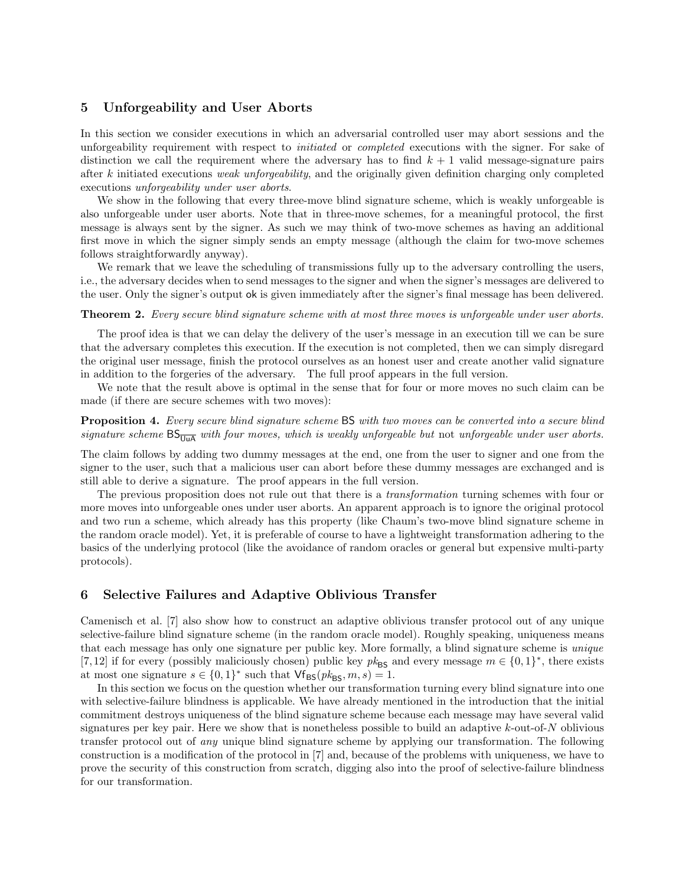## 5 Unforgeability and User Aborts

In this section we consider executions in which an adversarial controlled user may abort sessions and the unforgeability requirement with respect to *initiated* or *completed* executions with the signer. For sake of distinction we call the requirement where the adversary has to find $k + 1$ valid message-signature pairs after $k$ initiated executions *weak unforgeability*, and the originally given definition charging only completed executions *unforgeability under user aborts*.

We show in the following that every three-move blind signature scheme, which is weakly unforgeable is also unforgeable under user aborts. Note that in three-move schemes, for a meaningful protocol, the first message is always sent by the signer. As such we may think of two-move schemes as having an additional first move in which the signer simply sends an empty message (although the claim for two-move schemes follows straightforwardly anyway).

We remark that we leave the scheduling of transmissions fully up to the adversary controlling the users, i.e., the adversary decides when to send messages to the signer and when the signer's messages are delivered to the user. Only the signer's output $\mathsf{ok}$ is given immediately after the signer's final message has been delivered.

**Theorem 2.** *Every secure blind signature scheme with at most three moves is unforgeable under user aborts.*

The proof idea is that we can delay the delivery of the user's message in an execution till we can be sure that the adversary completes this execution. If the execution is not completed, then we can simply disregard the original user message, finish the protocol ourselves as an honest user and create another valid signature in addition to the forgeries of the adversary. The full proof appears in the full version.

We note that the result above is optimal in the sense that for four or more moves no such claim can be made (if there are secure schemes with two moves):

**Proposition 4.** *Every secure blind signature scheme* $\mathsf{BS}$ *with two moves can be converted into a secure blind signature scheme* $\mathsf{BS}_{\overline{\mathsf{UuA}}}$ *with four moves, which is weakly unforgeable but* not *unforgeable under user aborts.*

The claim follows by adding two dummy messages at the end, one from the user to signer and one from the signer to the user, such that a malicious user can abort before these dummy messages are exchanged and is still able to derive a signature. The proof appears in the full version.

The previous proposition does not rule out that there is a *transformation* turning schemes with four or more moves into unforgeable ones under user aborts. An apparent approach is to ignore the original protocol and two run a scheme, which already has this property (like Chaum's two-move blind signature scheme in the random oracle model). Yet, it is preferable of course to have a lightweight transformation adhering to the basics of the underlying protocol (like the avoidance of random oracles or general but expensive multi-party protocols).

## 6 Selective Failures and Adaptive Oblivious Transfer

Camenisch et al. [7] also show how to construct an adaptive oblivious transfer protocol out of any unique selective-failure blind signature scheme (in the random oracle model). Roughly speaking, uniqueness means that each message has only one signature per public key. More formally, a blind signature scheme is *unique* [7,12] if for every (possibly maliciously chosen) public key $pk_{\mathsf{BS}}$ and every message $m \in \{0,1\}^*$, there exists at most one signature $s \in \{0,1\}^*$ such that $\mathsf{Vf}_{\mathsf{BS}}(pk_{\mathsf{BS}}, m, s) = 1$.

In this section we focus on the question whether our transformation turning every blind signature into one with selective-failure blindness is applicable. We have already mentioned in the introduction that the initial commitment destroys uniqueness of the blind signature scheme because each message may have several valid signatures per key pair. Here we show that is nonetheless possible to build an adaptive $k$-out-of-$N$ oblivious transfer protocol out of *any* unique blind signature scheme by applying our transformation. The following construction is a modification of the protocol in [7] and, because of the problems with uniqueness, we have to prove the security of this construction from scratch, digging also into the proof of selective-failure blindness for our transformation.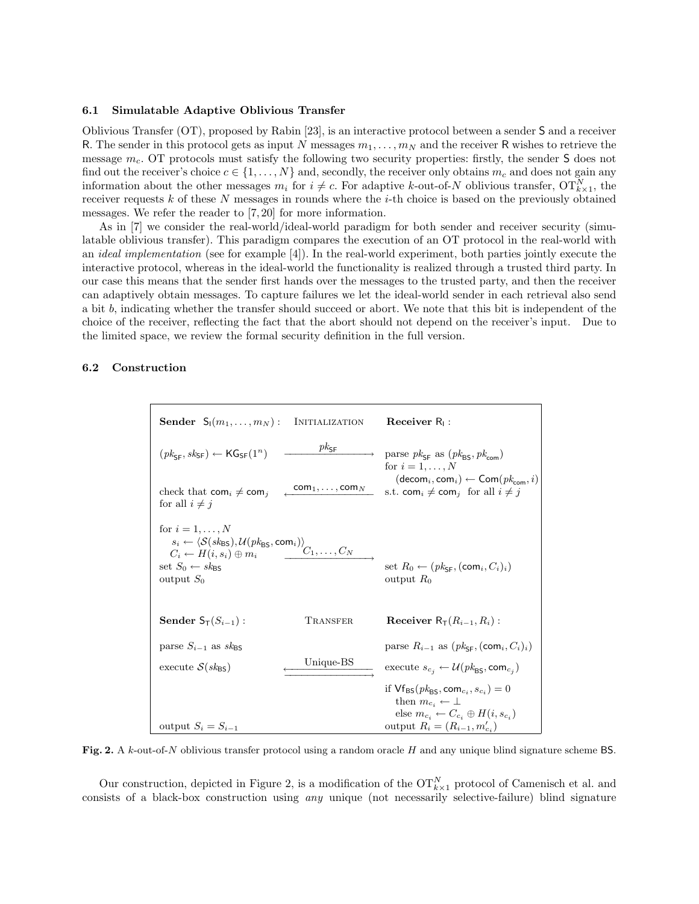### 6.1 Simulatable Adaptive Oblivious Transfer

Oblivious Transfer (OT), proposed by Rabin [23], is an interactive protocol between a sender S and a receiver R. The sender in this protocol gets as input $N$ messages $m_1, \ldots, m_N$ and the receiver R wishes to retrieve the message $m_c$. OT protocols must satisfy the following two security properties: firstly, the sender S does not find out the receiver's choice $c \in \{1, \ldots, N\}$ and, secondly, the receiver only obtains $m_c$ and does not gain any information about the other messages $m_i$ for $i \neq c$. For adaptive $k$-out-of-$N$ oblivious transfer, $\mathrm{OT}^N_{k \times 1}$, the receiver requests $k$ of these $N$ messages in rounds where the $i$-th choice is based on the previously obtained messages. We refer the reader to [7, 20] for more information.

As in [7] we consider the real-world/ideal-world paradigm for both sender and receiver security (simulatable oblivious transfer). This paradigm compares the execution of an OT protocol in the real-world with an *ideal implementation* (see for example [4]). In the real-world experiment, both parties jointly execute the interactive protocol, whereas in the ideal-world the functionality is realized through a trusted third party. In our case this means that the sender first hands over the messages to the trusted party, and then the receiver can adaptively obtain messages. To capture failures we let the ideal-world sender in each retrieval also send a bit $b$, indicating whether the transfer should succeed or abort. We note that this bit is independent of the choice of the receiver, reflecting the fact that the abort should not depend on the receiver's input. Due to the limited space, we review the formal security definition in the full version.

### 6.2 Construction

| **Sender** $\mathsf{S_I}(m_1, \ldots, m_N)$ : | INITIALIZATION | **Receiver** $\mathsf{R_I}$ : |
|---|---|---|
| $(pk_{\mathsf{SF}}, sk_{\mathsf{SF}}) \leftarrow \mathsf{KG_{SF}}(1^n)$ | $\xrightarrow{pk_{\mathsf{SF}}}$ | parse $pk_{\mathsf{SF}}$ as $(pk_{\mathsf{BS}}, pk_{\mathsf{com}})$ |
| | | for $i = 1, \ldots, N$ |
| | | $(\mathsf{decom}_i, \mathsf{com}_i) \leftarrow \mathsf{Com}(pk_{\mathsf{com}}, i)$ |
| check that $\mathsf{com}_i \neq \mathsf{com}_j$ for all $i \neq j$ | $\xleftarrow{\mathsf{com}_1, \ldots, \mathsf{com}_N}$ | s.t. $\mathsf{com}_i \neq \mathsf{com}_j$ for all $i \neq j$ |
| for $i = 1, \ldots, N$ | | |
| $s_i \leftarrow \langle \mathcal{S}(sk_{\mathsf{BS}}), \mathcal{U}(pk_{\mathsf{BS}}, \mathsf{com}_i) \rangle$ | | |
| $C_i \leftarrow H(i, s_i) \oplus m_i$ | $\xrightarrow{C_1, \ldots, C_N}$ | |
| set $S_0 \leftarrow sk_{\mathsf{BS}}$ | | set $R_0 \leftarrow (pk_{\mathsf{SF}}, (\mathsf{com}_i, C_i)_i)$ |
| output $S_0$ | | output $R_0$ |
| **Sender** $\mathsf{S_T}(S_{i-1})$ : | TRANSFER | **Receiver** $\mathsf{R_T}(R_{i-1}, R_i)$ : |
| parse $S_{i-1}$ as $sk_{\mathsf{BS}}$ | | parse $R_{i-1}$ as $(pk_{\mathsf{SF}}, (\mathsf{com}_i, C_i)_i)$ |
| execute $\mathcal{S}(sk_{\mathsf{BS}})$ | $\xleftrightarrow{\text{Unique-BS}}$ | execute $s_{c_j} \leftarrow \mathcal{U}(pk_{\mathsf{BS}}, \mathsf{com}_{c_j})$ |
| | | if $\mathsf{Vf_{BS}}(pk_{\mathsf{BS}}, \mathsf{com}_{c_i}, s_{c_i}) = 0$ |
| | | then $m_{c_i} \leftarrow \bot$ |
| | | else $m_{c_i} \leftarrow C_{c_i} \oplus H(i, s_{c_i})$ |
| output $S_i = S_{i-1}$ | | output $R_i = (R_{i-1}, m'_{c_i})$ |

**Fig. 2.** A $k$-out-of-$N$ oblivious transfer protocol using a random oracle $H$ and any unique blind signature scheme BS.

Our construction, depicted in Figure 2, is a modification of the $\mathrm{OT}^N_{k \times 1}$ protocol of Camenisch et al. and consists of a black-box construction using *any* unique (not necessarily selective-failure) blind signature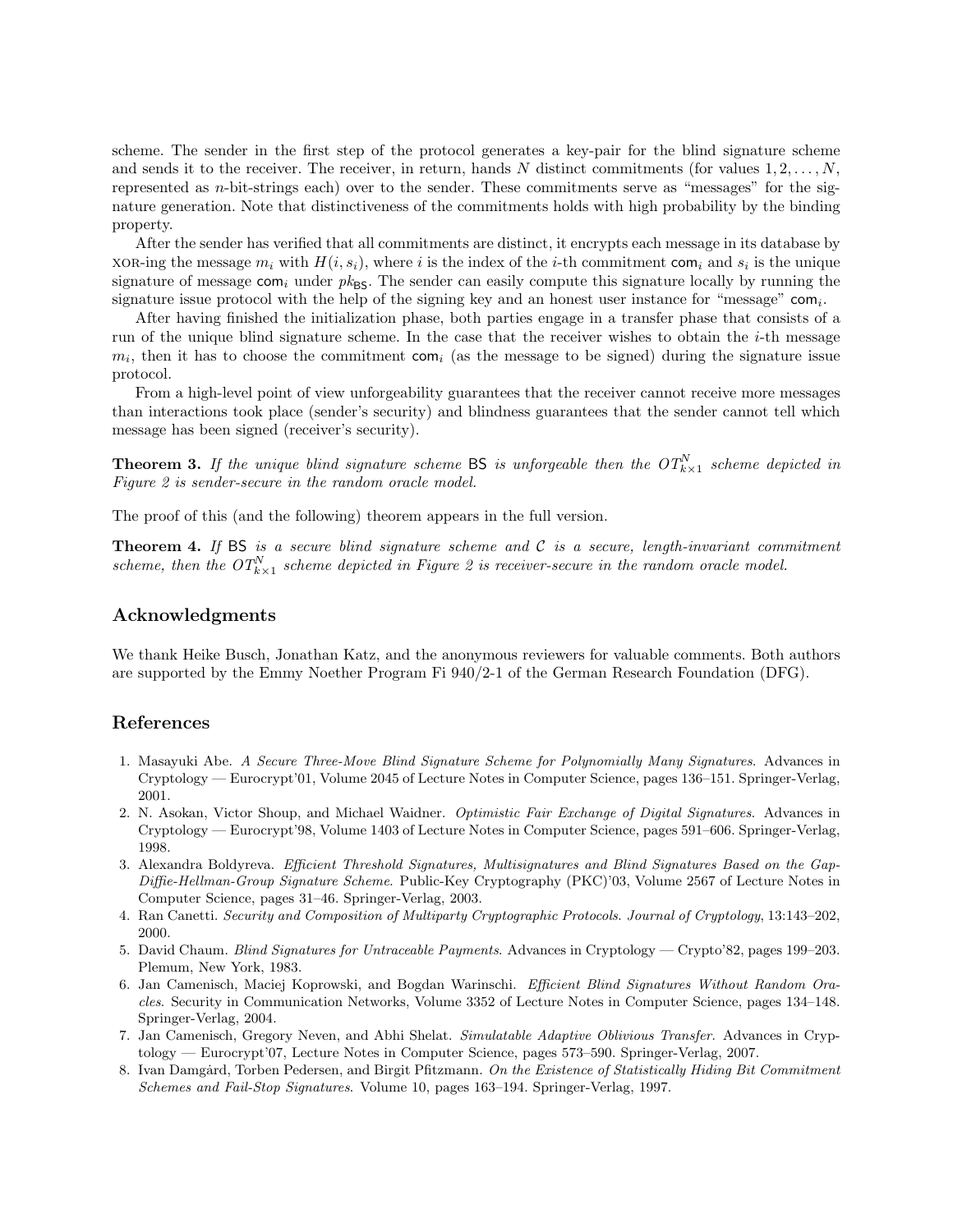scheme. The sender in the first step of the protocol generates a key-pair for the blind signature scheme and sends it to the receiver. The receiver, in return, hands $N$ distinct commitments (for values $1, 2, \ldots, N$, represented as $n$-bit-strings each) over to the sender. These commitments serve as "messages" for the signature generation. Note that distinctiveness of the commitments holds with high probability by the binding property.

After the sender has verified that all commitments are distinct, it encrypts each message in its database by XOR-ing the message $m_i$ with $H(i, s_i)$, where $i$ is the index of the $i$-th commitment $\mathsf{com}_i$ and $s_i$ is the unique signature of message $\mathsf{com}_i$ under $pk_{\mathsf{BS}}$. The sender can easily compute this signature locally by running the signature issue protocol with the help of the signing key and an honest user instance for "message" $\mathsf{com}_i$.

After having finished the initialization phase, both parties engage in a transfer phase that consists of a run of the unique blind signature scheme. In the case that the receiver wishes to obtain the $i$-th message $m_i$, then it has to choose the commitment $\mathsf{com}_i$ (as the message to be signed) during the signature issue protocol.

From a high-level point of view unforgeability guarantees that the receiver cannot receive more messages than interactions took place (sender's security) and blindness guarantees that the sender cannot tell which message has been signed (receiver's security).

**Theorem 3.** *If the unique blind signature scheme* $\mathsf{BS}$ *is unforgeable then the* $OT^N_{k\times 1}$ *scheme depicted in Figure 2 is sender-secure in the random oracle model.*

The proof of this (and the following) theorem appears in the full version.

**Theorem 4.** *If* $\mathsf{BS}$ *is a secure blind signature scheme and* $\mathcal{C}$ *is a secure, length-invariant commitment scheme, then the* $OT^N_{k\times 1}$ *scheme depicted in Figure 2 is receiver-secure in the random oracle model.*

## Acknowledgments

We thank Heike Busch, Jonathan Katz, and the anonymous reviewers for valuable comments. Both authors are supported by the Emmy Noether Program Fi 940/2-1 of the German Research Foundation (DFG).

## References

1. Masayuki Abe. *A Secure Three-Move Blind Signature Scheme for Polynomially Many Signatures*. Advances in Cryptology — Eurocrypt'01, Volume 2045 of Lecture Notes in Computer Science, pages 136–151. Springer-Verlag, 2001.
2. N. Asokan, Victor Shoup, and Michael Waidner. *Optimistic Fair Exchange of Digital Signatures*. Advances in Cryptology — Eurocrypt'98, Volume 1403 of Lecture Notes in Computer Science, pages 591–606. Springer-Verlag, 1998.
3. Alexandra Boldyreva. *Efficient Threshold Signatures, Multisignatures and Blind Signatures Based on the Gap-Diffie-Hellman-Group Signature Scheme*. Public-Key Cryptography (PKC)'03, Volume 2567 of Lecture Notes in Computer Science, pages 31–46. Springer-Verlag, 2003.
4. Ran Canetti. *Security and Composition of Multiparty Cryptographic Protocols. Journal of Cryptology*, 13:143–202, 2000.
5. David Chaum. *Blind Signatures for Untraceable Payments*. Advances in Cryptology — Crypto'82, pages 199–203. Plemum, New York, 1983.
6. Jan Camenisch, Maciej Koprowski, and Bogdan Warinschi. *Efficient Blind Signatures Without Random Oracles*. Security in Communication Networks, Volume 3352 of Lecture Notes in Computer Science, pages 134–148. Springer-Verlag, 2004.
7. Jan Camenisch, Gregory Neven, and Abhi Shelat. *Simulatable Adaptive Oblivious Transfer*. Advances in Cryptology — Eurocrypt'07, Lecture Notes in Computer Science, pages 573–590. Springer-Verlag, 2007.
8. Ivan Damgård, Torben Pedersen, and Birgit Pfitzmann. *On the Existence of Statistically Hiding Bit Commitment Schemes and Fail-Stop Signatures*. Volume 10, pages 163–194. Springer-Verlag, 1997.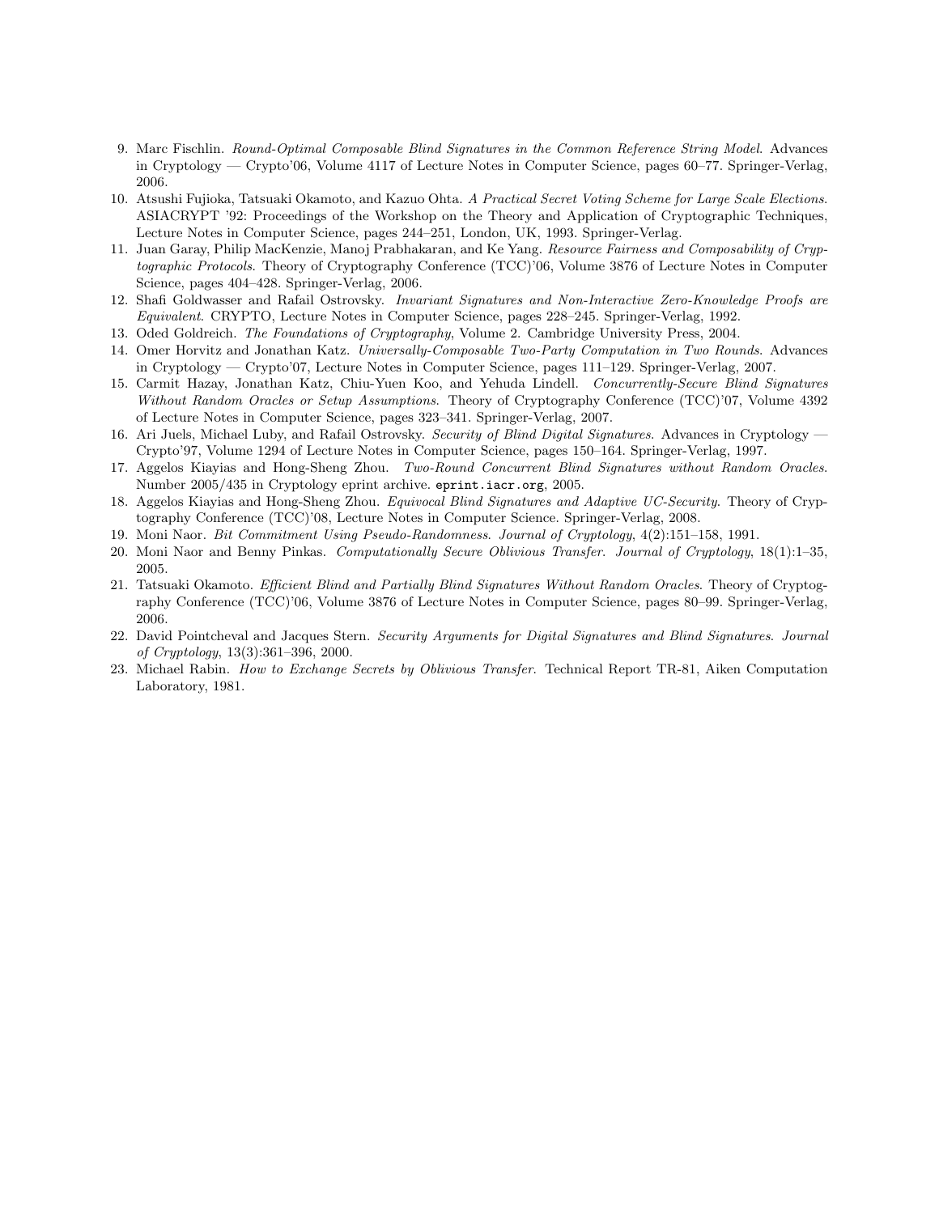9. Marc Fischlin. *Round-Optimal Composable Blind Signatures in the Common Reference String Model*. Advances in Cryptology — Crypto'06, Volume 4117 of Lecture Notes in Computer Science, pages 60–77. Springer-Verlag, 2006.
10. Atsushi Fujioka, Tatsuaki Okamoto, and Kazuo Ohta. *A Practical Secret Voting Scheme for Large Scale Elections*. ASIACRYPT '92: Proceedings of the Workshop on the Theory and Application of Cryptographic Techniques, Lecture Notes in Computer Science, pages 244–251, London, UK, 1993. Springer-Verlag.
11. Juan Garay, Philip MacKenzie, Manoj Prabhakaran, and Ke Yang. *Resource Fairness and Composability of Cryptographic Protocols*. Theory of Cryptography Conference (TCC)'06, Volume 3876 of Lecture Notes in Computer Science, pages 404–428. Springer-Verlag, 2006.
12. Shafi Goldwasser and Rafail Ostrovsky. *Invariant Signatures and Non-Interactive Zero-Knowledge Proofs are Equivalent*. CRYPTO, Lecture Notes in Computer Science, pages 228–245. Springer-Verlag, 1992.
13. Oded Goldreich. *The Foundations of Cryptography*, Volume 2. Cambridge University Press, 2004.
14. Omer Horvitz and Jonathan Katz. *Universally-Composable Two-Party Computation in Two Rounds*. Advances in Cryptology — Crypto'07, Lecture Notes in Computer Science, pages 111–129. Springer-Verlag, 2007.
15. Carmit Hazay, Jonathan Katz, Chiu-Yuen Koo, and Yehuda Lindell. *Concurrently-Secure Blind Signatures Without Random Oracles or Setup Assumptions*. Theory of Cryptography Conference (TCC)'07, Volume 4392 of Lecture Notes in Computer Science, pages 323–341. Springer-Verlag, 2007.
16. Ari Juels, Michael Luby, and Rafail Ostrovsky. *Security of Blind Digital Signatures*. Advances in Cryptology — Crypto'97, Volume 1294 of Lecture Notes in Computer Science, pages 150–164. Springer-Verlag, 1997.
17. Aggelos Kiayias and Hong-Sheng Zhou. *Two-Round Concurrent Blind Signatures without Random Oracles*. Number 2005/435 in Cryptology eprint archive. `eprint.iacr.org`, 2005.
18. Aggelos Kiayias and Hong-Sheng Zhou. *Equivocal Blind Signatures and Adaptive UC-Security*. Theory of Cryptography Conference (TCC)'08, Lecture Notes in Computer Science. Springer-Verlag, 2008.
19. Moni Naor. *Bit Commitment Using Pseudo-Randomness*. *Journal of Cryptology*, 4(2):151–158, 1991.
20. Moni Naor and Benny Pinkas. *Computationally Secure Oblivious Transfer*. *Journal of Cryptology*, 18(1):1–35, 2005.
21. Tatsuaki Okamoto. *Efficient Blind and Partially Blind Signatures Without Random Oracles*. Theory of Cryptography Conference (TCC)'06, Volume 3876 of Lecture Notes in Computer Science, pages 80–99. Springer-Verlag, 2006.
22. David Pointcheval and Jacques Stern. *Security Arguments for Digital Signatures and Blind Signatures*. *Journal of Cryptology*, 13(3):361–396, 2000.
23. Michael Rabin. *How to Exchange Secrets by Oblivious Transfer*. Technical Report TR-81, Aiken Computation Laboratory, 1981.